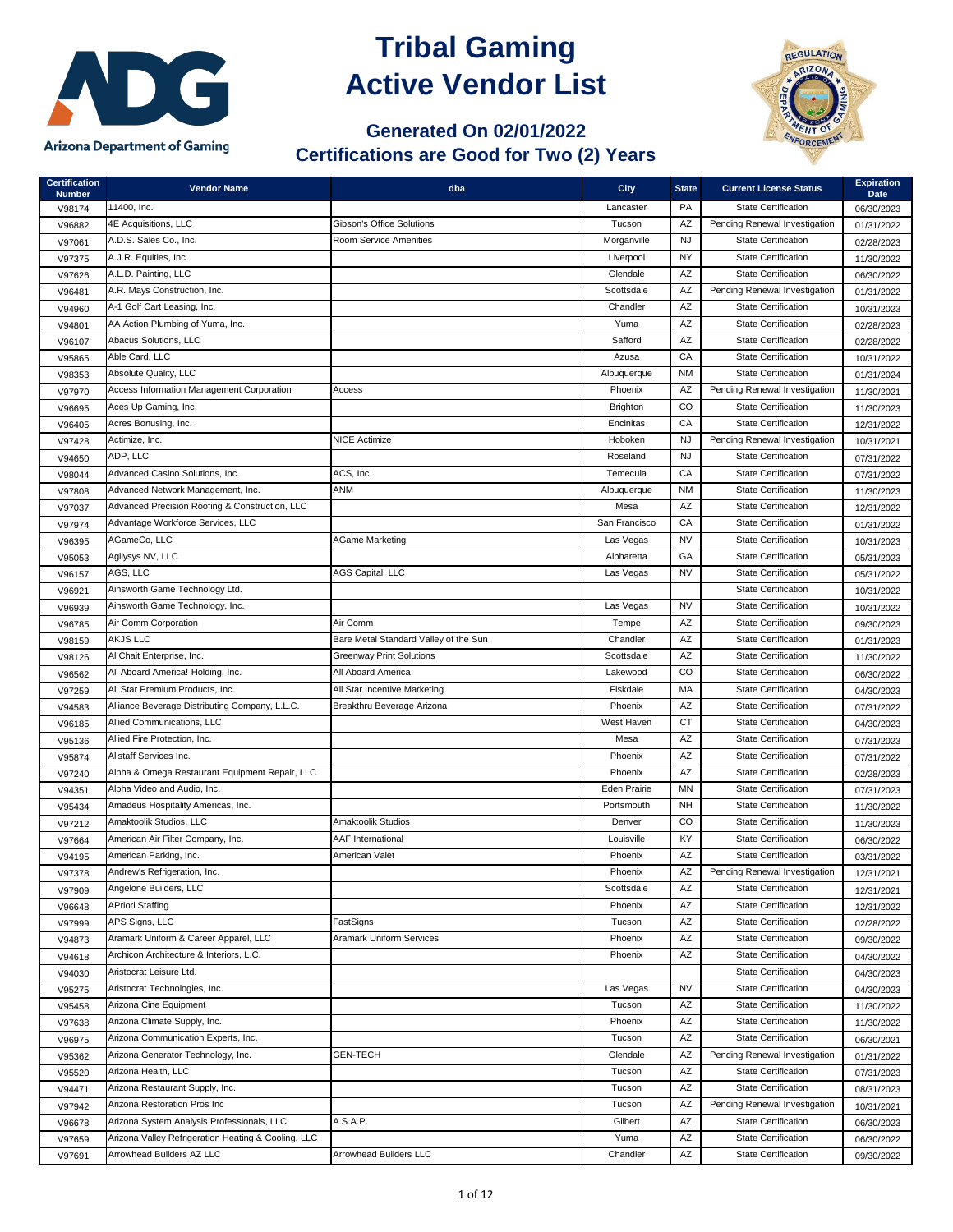# Tribal Gaming Active Vendor List

Arizona Department of Gaming

## Generated On 02/01/2022

## Certifications are Good for Two (2) Years

| Certification Number | Vendor Name | dba | City | State | Current License Status | Expiration Date |
|---|---|---|---|---|---|---|
| V98174 | 11400, Inc. | | Lancaster | PA | State Certification | 06/30/2023 |
| V96882 | 4E Acquisitions, LLC | Gibson's Office Solutions | Tucson | AZ | Pending Renewal Investigation | 01/31/2022 |
| V97061 | A.D.S. Sales Co., Inc. | Room Service Amenities | Morganville | NJ | State Certification | 02/28/2023 |
| V97375 | A.J.R. Equities, Inc | | Liverpool | NY | State Certification | 11/30/2022 |
| V97626 | A.L.D. Painting, LLC | | Glendale | AZ | State Certification | 06/30/2022 |
| V96481 | A.R. Mays Construction, Inc. | | Scottsdale | AZ | Pending Renewal Investigation | 01/31/2022 |
| V94960 | A-1 Golf Cart Leasing, Inc. | | Chandler | AZ | State Certification | 10/31/2023 |
| V94801 | AA Action Plumbing of Yuma, Inc. | | Yuma | AZ | State Certification | 02/28/2023 |
| V96107 | Abacus Solutions, LLC | | Safford | AZ | State Certification | 02/28/2022 |
| V95865 | Able Card, LLC | | Azusa | CA | State Certification | 10/31/2022 |
| V98353 | Absolute Quality, LLC | | Albuquerque | NM | State Certification | 01/31/2024 |
| V97970 | Access Information Management Corporation | Access | Phoenix | AZ | Pending Renewal Investigation | 11/30/2021 |
| V96695 | Aces Up Gaming, Inc. | | Brighton | CO | State Certification | 11/30/2023 |
| V96405 | Acres Bonusing, Inc. | | Encinitas | CA | State Certification | 12/31/2022 |
| V97428 | Actimize, Inc. | NICE Actimize | Hoboken | NJ | Pending Renewal Investigation | 10/31/2021 |
| V94650 | ADP, LLC | | Roseland | NJ | State Certification | 07/31/2022 |
| V98044 | Advanced Casino Solutions, Inc. | ACS, Inc. | Temecula | CA | State Certification | 07/31/2022 |
| V97808 | Advanced Network Management, Inc. | ANM | Albuquerque | NM | State Certification | 11/30/2023 |
| V97037 | Advanced Precision Roofing & Construction, LLC | | Mesa | AZ | State Certification | 12/31/2022 |
| V97974 | Advantage Workforce Services, LLC | | San Francisco | CA | State Certification | 01/31/2022 |
| V96395 | AGameCo, LLC | AGame Marketing | Las Vegas | NV | State Certification | 10/31/2023 |
| V95053 | Agilysys NV, LLC | | Alpharetta | GA | State Certification | 05/31/2023 |
| V96157 | AGS, LLC | AGS Capital, LLC | Las Vegas | NV | State Certification | 05/31/2022 |
| V96921 | Ainsworth Game Technology Ltd. | | | | State Certification | 10/31/2022 |
| V96939 | Ainsworth Game Technology, Inc. | | Las Vegas | NV | State Certification | 10/31/2022 |
| V96785 | Air Comm Corporation | Air Comm | Tempe | AZ | State Certification | 09/30/2023 |
| V98159 | AKJS LLC | Bare Metal Standard Valley of the Sun | Chandler | AZ | State Certification | 01/31/2023 |
| V98126 | Al Chait Enterprise, Inc. | Greenway Print Solutions | Scottsdale | AZ | State Certification | 11/30/2022 |
| V96562 | All Aboard America! Holding, Inc. | All Aboard America | Lakewood | CO | State Certification | 06/30/2022 |
| V97259 | All Star Premium Products, Inc. | All Star Incentive Marketing | Fiskdale | MA | State Certification | 04/30/2023 |
| V94583 | Alliance Beverage Distributing Company, L.L.C. | Breakthru Beverage Arizona | Phoenix | AZ | State Certification | 07/31/2022 |
| V96185 | Allied Communications, LLC | | West Haven | CT | State Certification | 04/30/2023 |
| V95136 | Allied Fire Protection, Inc. | | Mesa | AZ | State Certification | 07/31/2023 |
| V95874 | Allstaff Services Inc. | | Phoenix | AZ | State Certification | 07/31/2022 |
| V97240 | Alpha & Omega Restaurant Equipment Repair, LLC | | Phoenix | AZ | State Certification | 02/28/2023 |
| V94351 | Alpha Video and Audio, Inc. | | Eden Prairie | MN | State Certification | 07/31/2023 |
| V95434 | Amadeus Hospitality Americas, Inc. | | Portsmouth | NH | State Certification | 11/30/2022 |
| V97212 | Amaktoolik Studios, LLC | Amaktoolik Studios | Denver | CO | State Certification | 11/30/2023 |
| V97664 | American Air Filter Company, Inc. | AAF International | Louisville | KY | State Certification | 06/30/2022 |
| V94195 | American Parking, Inc. | American Valet | Phoenix | AZ | State Certification | 03/31/2022 |
| V97378 | Andrew's Refrigeration, Inc. | | Phoenix | AZ | Pending Renewal Investigation | 12/31/2021 |
| V97909 | Angelone Builders, LLC | | Scottsdale | AZ | State Certification | 12/31/2021 |
| V96648 | APriori Staffing | | Phoenix | AZ | State Certification | 12/31/2022 |
| V97999 | APS Signs, LLC | FastSigns | Tucson | AZ | State Certification | 02/28/2022 |
| V94873 | Aramark Uniform & Career Apparel, LLC | Aramark Uniform Services | Phoenix | AZ | State Certification | 09/30/2022 |
| V94618 | Archicon Architecture & Interiors, L.C. | | Phoenix | AZ | State Certification | 04/30/2022 |
| V94030 | Aristocrat Leisure Ltd. | | | | State Certification | 04/30/2023 |
| V95275 | Aristocrat Technologies, Inc. | | Las Vegas | NV | State Certification | 04/30/2023 |
| V95458 | Arizona Cine Equipment | | Tucson | AZ | State Certification | 11/30/2022 |
| V97638 | Arizona Climate Supply, Inc. | | Phoenix | AZ | State Certification | 11/30/2022 |
| V96975 | Arizona Communication Experts, Inc. | | Tucson | AZ | State Certification | 06/30/2021 |
| V95362 | Arizona Generator Technology, Inc. | GEN-TECH | Glendale | AZ | Pending Renewal Investigation | 01/31/2022 |
| V95520 | Arizona Health, LLC | | Tucson | AZ | State Certification | 07/31/2023 |
| V94471 | Arizona Restaurant Supply, Inc. | | Tucson | AZ | State Certification | 08/31/2023 |
| V97942 | Arizona Restoration Pros Inc | | Tucson | AZ | Pending Renewal Investigation | 10/31/2021 |
| V96678 | Arizona System Analysis Professionals, LLC | A.S.A.P. | Gilbert | AZ | State Certification | 06/30/2023 |
| V97659 | Arizona Valley Refrigeration Heating & Cooling, LLC | | Yuma | AZ | State Certification | 06/30/2022 |
| V97691 | Arrowhead Builders AZ LLC | Arrowhead Builders LLC | Chandler | AZ | State Certification | 09/30/2022 |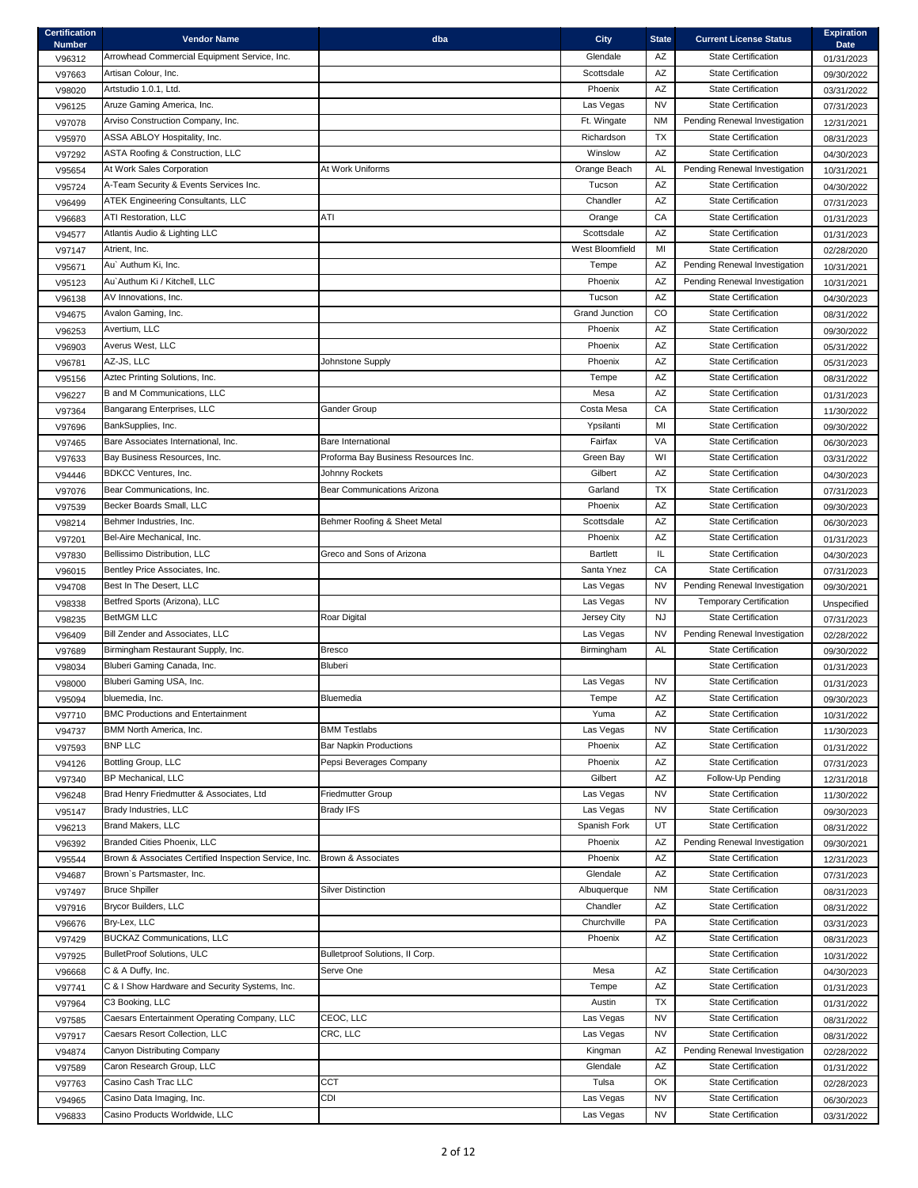| Certification Number | Vendor Name | dba | City | State | Current License Status | Expiration Date |
|---|---|---|---|---|---|---|
| V96312 | Arrowhead Commercial Equipment Service, Inc. | | Glendale | AZ | State Certification | 01/31/2023 |
| V97663 | Artisan Colour, Inc. | | Scottsdale | AZ | State Certification | 09/30/2022 |
| V98020 | Artstudio 1.0.1, Ltd. | | Phoenix | AZ | State Certification | 03/31/2022 |
| V96125 | Aruze Gaming America, Inc. | | Las Vegas | NV | State Certification | 07/31/2023 |
| V97078 | Arviso Construction Company, Inc. | | Ft. Wingate | NM | Pending Renewal Investigation | 12/31/2021 |
| V95970 | ASSA ABLOY Hospitality, Inc. | | Richardson | TX | State Certification | 08/31/2023 |
| V97292 | ASTA Roofing & Construction, LLC | | Winslow | AZ | State Certification | 04/30/2023 |
| V95654 | At Work Sales Corporation | At Work Uniforms | Orange Beach | AL | Pending Renewal Investigation | 10/31/2021 |
| V95724 | A-Team Security & Events Services Inc. | | Tucson | AZ | State Certification | 04/30/2022 |
| V96499 | ATEK Engineering Consultants, LLC | | Chandler | AZ | State Certification | 07/31/2023 |
| V96683 | ATI Restoration, LLC | ATI | Orange | CA | State Certification | 01/31/2023 |
| V94577 | Atlantis Audio & Lighting LLC | | Scottsdale | AZ | State Certification | 01/31/2023 |
| V97147 | Atrient, Inc. | | West Bloomfield | MI | State Certification | 02/28/2020 |
| V95671 | Au` Authum Ki, Inc. | | Tempe | AZ | Pending Renewal Investigation | 10/31/2021 |
| V95123 | Au`Authum Ki / Kitchell, LLC | | Phoenix | AZ | Pending Renewal Investigation | 10/31/2021 |
| V96138 | AV Innovations, Inc. | | Tucson | AZ | State Certification | 04/30/2023 |
| V94675 | Avalon Gaming, Inc. | | Grand Junction | CO | State Certification | 08/31/2022 |
| V96253 | Avertium, LLC | | Phoenix | AZ | State Certification | 09/30/2022 |
| V96903 | Averus West, LLC | | Phoenix | AZ | State Certification | 05/31/2022 |
| V96781 | AZ-JS, LLC | Johnstone Supply | Phoenix | AZ | State Certification | 05/31/2023 |
| V95156 | Aztec Printing Solutions, Inc. | | Tempe | AZ | State Certification | 08/31/2022 |
| V96227 | B and M Communications, LLC | | Mesa | AZ | State Certification | 01/31/2023 |
| V97364 | Bangarang Enterprises, LLC | Gander Group | Costa Mesa | CA | State Certification | 11/30/2022 |
| V97696 | BankSupplies, Inc. | | Ypsilanti | MI | State Certification | 09/30/2022 |
| V97465 | Bare Associates International, Inc. | Bare International | Fairfax | VA | State Certification | 06/30/2023 |
| V97633 | Bay Business Resources, Inc. | Proforma Bay Business Resources Inc. | Green Bay | WI | State Certification | 03/31/2022 |
| V94446 | BDKCC Ventures, Inc. | Johnny Rockets | Gilbert | AZ | State Certification | 04/30/2023 |
| V97076 | Bear Communications, Inc. | Bear Communications Arizona | Garland | TX | State Certification | 07/31/2023 |
| V97539 | Becker Boards Small, LLC | | Phoenix | AZ | State Certification | 09/30/2023 |
| V98214 | Behmer Industries, Inc. | Behmer Roofing & Sheet Metal | Scottsdale | AZ | State Certification | 06/30/2023 |
| V97201 | Bel-Aire Mechanical, Inc. | | Phoenix | AZ | State Certification | 01/31/2023 |
| V97830 | Bellissimo Distribution, LLC | Greco and Sons of Arizona | Bartlett | IL | State Certification | 04/30/2023 |
| V96015 | Bentley Price Associates, Inc. | | Santa Ynez | CA | State Certification | 07/31/2023 |
| V94708 | Best In The Desert, LLC | | Las Vegas | NV | Pending Renewal Investigation | 09/30/2021 |
| V98338 | Betfred Sports (Arizona), LLC | | Las Vegas | NV | Temporary Certification | Unspecified |
| V98235 | BetMGM LLC | Roar Digital | Jersey City | NJ | State Certification | 07/31/2023 |
| V96409 | Bill Zender and Associates, LLC | | Las Vegas | NV | Pending Renewal Investigation | 02/28/2022 |
| V97689 | Birmingham Restaurant Supply, Inc. | Bresco | Birmingham | AL | State Certification | 09/30/2022 |
| V98034 | Bluberi Gaming Canada, Inc. | Bluberi | | | State Certification | 01/31/2023 |
| V98000 | Bluberi Gaming USA, Inc. | | Las Vegas | NV | State Certification | 01/31/2023 |
| V95094 | bluemedia, Inc. | Bluemedia | Tempe | AZ | State Certification | 09/30/2023 |
| V97710 | BMC Productions and Entertainment | | Yuma | AZ | State Certification | 10/31/2022 |
| V94737 | BMM North America, Inc. | BMM Testlabs | Las Vegas | NV | State Certification | 11/30/2023 |
| V97593 | BNP LLC | Bar Napkin Productions | Phoenix | AZ | State Certification | 01/31/2022 |
| V94126 | Bottling Group, LLC | Pepsi Beverages Company | Phoenix | AZ | State Certification | 07/31/2023 |
| V97340 | BP Mechanical, LLC | | Gilbert | AZ | Follow-Up Pending | 12/31/2018 |
| V96248 | Brad Henry Friedmutter & Associates, Ltd | Friedmutter Group | Las Vegas | NV | State Certification | 11/30/2022 |
| V95147 | Brady Industries, LLC | Brady IFS | Las Vegas | NV | State Certification | 09/30/2023 |
| V96213 | Brand Makers, LLC | | Spanish Fork | UT | State Certification | 08/31/2022 |
| V96392 | Branded Cities Phoenix, LLC | | Phoenix | AZ | Pending Renewal Investigation | 09/30/2021 |
| V95544 | Brown & Associates Certified Inspection Service, Inc. | Brown & Associates | Phoenix | AZ | State Certification | 12/31/2023 |
| V94687 | Brown`s Partsmaster, Inc. | | Glendale | AZ | State Certification | 07/31/2023 |
| V97497 | Bruce Shpiller | Silver Distinction | Albuquerque | NM | State Certification | 08/31/2023 |
| V97916 | Brycor Builders, LLC | | Chandler | AZ | State Certification | 08/31/2022 |
| V96676 | Bry-Lex, LLC | | Churchville | PA | State Certification | 03/31/2023 |
| V97429 | BUCKAZ Communications, LLC | | Phoenix | AZ | State Certification | 08/31/2023 |
| V97925 | BulletProof Solutions, ULC | Bulletproof Solutions, II Corp. | | | State Certification | 10/31/2022 |
| V96668 | C & A Duffy, Inc. | Serve One | Mesa | AZ | State Certification | 04/30/2023 |
| V97741 | C & I Show Hardware and Security Systems, Inc. | | Tempe | AZ | State Certification | 01/31/2023 |
| V97964 | C3 Booking, LLC | | Austin | TX | State Certification | 01/31/2022 |
| V97585 | Caesars Entertainment Operating Company, LLC | CEOC, LLC | Las Vegas | NV | State Certification | 08/31/2022 |
| V97917 | Caesars Resort Collection, LLC | CRC, LLC | Las Vegas | NV | State Certification | 08/31/2022 |
| V94874 | Canyon Distributing Company | | Kingman | AZ | Pending Renewal Investigation | 02/28/2022 |
| V97589 | Caron Research Group, LLC | | Glendale | AZ | State Certification | 01/31/2022 |
| V97763 | Casino Cash Trac LLC | CCT | Tulsa | OK | State Certification | 02/28/2023 |
| V94965 | Casino Data Imaging, Inc. | CDI | Las Vegas | NV | State Certification | 06/30/2023 |
| V96833 | Casino Products Worldwide, LLC | | Las Vegas | NV | State Certification | 03/31/2022 |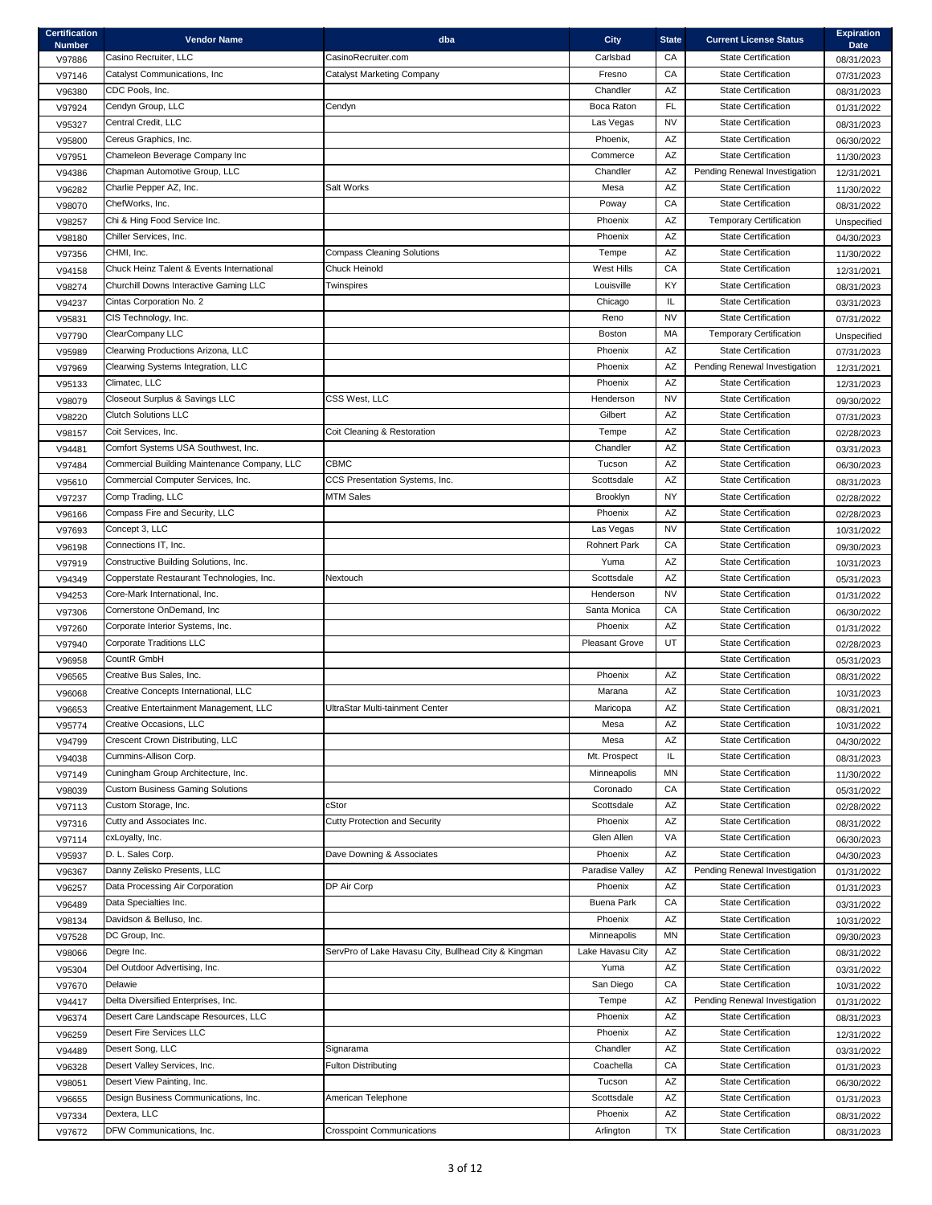| Certification Number | Vendor Name | dba | City | State | Current License Status | Expiration Date |
|---|---|---|---|---|---|---|
| V97886 | Casino Recruiter, LLC | CasinoRecruiter.com | Carlsbad | CA | State Certification | 08/31/2023 |
| V97146 | Catalyst Communications, Inc | Catalyst Marketing Company | Fresno | CA | State Certification | 07/31/2023 |
| V96380 | CDC Pools, Inc. | | Chandler | AZ | State Certification | 08/31/2023 |
| V97924 | Cendyn Group, LLC | Cendyn | Boca Raton | FL | State Certification | 01/31/2022 |
| V95327 | Central Credit, LLC | | Las Vegas | NV | State Certification | 08/31/2023 |
| V95800 | Cereus Graphics, Inc. | | Phoenix, | AZ | State Certification | 06/30/2022 |
| V97951 | Chameleon Beverage Company Inc | | Commerce | AZ | State Certification | 11/30/2023 |
| V94386 | Chapman Automotive Group, LLC | | Chandler | AZ | Pending Renewal Investigation | 12/31/2021 |
| V96282 | Charlie Pepper AZ, Inc. | Salt Works | Mesa | AZ | State Certification | 11/30/2022 |
| V98070 | ChefWorks, Inc. | | Poway | CA | State Certification | 08/31/2022 |
| V98257 | Chi & Hing Food Service Inc. | | Phoenix | AZ | Temporary Certification | Unspecified |
| V98180 | Chiller Services, Inc. | | Phoenix | AZ | State Certification | 04/30/2023 |
| V97356 | CHMI, Inc. | Compass Cleaning Solutions | Tempe | AZ | State Certification | 11/30/2022 |
| V94158 | Chuck Heinz Talent & Events International | Chuck Heinold | West Hills | CA | State Certification | 12/31/2021 |
| V98274 | Churchill Downs Interactive Gaming LLC | Twinspires | Louisville | KY | State Certification | 08/31/2023 |
| V94237 | Cintas Corporation No. 2 | | Chicago | IL | State Certification | 03/31/2023 |
| V95831 | CIS Technology, Inc. | | Reno | NV | State Certification | 07/31/2022 |
| V97790 | ClearCompany LLC | | Boston | MA | Temporary Certification | Unspecified |
| V95989 | Clearwing Productions Arizona, LLC | | Phoenix | AZ | State Certification | 07/31/2023 |
| V97969 | Clearwing Systems Integration, LLC | | Phoenix | AZ | Pending Renewal Investigation | 12/31/2021 |
| V95133 | Climatec, LLC | | Phoenix | AZ | State Certification | 12/31/2023 |
| V98079 | Closeout Surplus & Savings LLC | CSS West, LLC | Henderson | NV | State Certification | 09/30/2022 |
| V98220 | Clutch Solutions LLC | | Gilbert | AZ | State Certification | 07/31/2023 |
| V98157 | Coit Services, Inc. | Coit Cleaning & Restoration | Tempe | AZ | State Certification | 02/28/2023 |
| V94481 | Comfort Systems USA Southwest, Inc. | | Chandler | AZ | State Certification | 03/31/2023 |
| V97484 | Commercial Building Maintenance Company, LLC | CBMC | Tucson | AZ | State Certification | 06/30/2023 |
| V95610 | Commercial Computer Services, Inc. | CCS Presentation Systems, Inc. | Scottsdale | AZ | State Certification | 08/31/2023 |
| V97237 | Comp Trading, LLC | MTM Sales | Brooklyn | NY | State Certification | 02/28/2022 |
| V96166 | Compass Fire and Security, LLC | | Phoenix | AZ | State Certification | 02/28/2023 |
| V97693 | Concept 3, LLC | | Las Vegas | NV | State Certification | 10/31/2022 |
| V96198 | Connections IT, Inc. | | Rohnert Park | CA | State Certification | 09/30/2023 |
| V97919 | Constructive Building Solutions, Inc. | | Yuma | AZ | State Certification | 10/31/2023 |
| V94349 | Copperstate Restaurant Technologies, Inc. | Nextouch | Scottsdale | AZ | State Certification | 05/31/2023 |
| V94253 | Core-Mark International, Inc. | | Henderson | NV | State Certification | 01/31/2022 |
| V97306 | Cornerstone OnDemand, Inc | | Santa Monica | CA | State Certification | 06/30/2022 |
| V97260 | Corporate Interior Systems, Inc. | | Phoenix | AZ | State Certification | 01/31/2022 |
| V97940 | Corporate Traditions LLC | | Pleasant Grove | UT | State Certification | 02/28/2023 |
| V96958 | CountR GmbH | | | | State Certification | 05/31/2023 |
| V96565 | Creative Bus Sales, Inc. | | Phoenix | AZ | State Certification | 08/31/2022 |
| V96068 | Creative Concepts International, LLC | | Marana | AZ | State Certification | 10/31/2023 |
| V96653 | Creative Entertainment Management, LLC | UltraStar Multi-tainment Center | Maricopa | AZ | State Certification | 08/31/2021 |
| V95774 | Creative Occasions, LLC | | Mesa | AZ | State Certification | 10/31/2022 |
| V94799 | Crescent Crown Distributing, LLC | | Mesa | AZ | State Certification | 04/30/2022 |
| V94038 | Cummins-Allison Corp. | | Mt. Prospect | IL | State Certification | 08/31/2023 |
| V97149 | Cuningham Group Architecture, Inc. | | Minneapolis | MN | State Certification | 11/30/2022 |
| V98039 | Custom Business Gaming Solutions | | Coronado | CA | State Certification | 05/31/2022 |
| V97113 | Custom Storage, Inc. | cStor | Scottsdale | AZ | State Certification | 02/28/2022 |
| V97316 | Cutty and Associates Inc. | Cutty Protection and Security | Phoenix | AZ | State Certification | 08/31/2022 |
| V97114 | cxLoyalty, Inc. | | Glen Allen | VA | State Certification | 06/30/2023 |
| V95937 | D. L. Sales Corp. | Dave Downing & Associates | Phoenix | AZ | State Certification | 04/30/2023 |
| V96367 | Danny Zelisko Presents, LLC | | Paradise Valley | AZ | Pending Renewal Investigation | 01/31/2022 |
| V96257 | Data Processing Air Corporation | DP Air Corp | Phoenix | AZ | State Certification | 01/31/2023 |
| V96489 | Data Specialties Inc. | | Buena Park | CA | State Certification | 03/31/2022 |
| V98134 | Davidson & Belluso, Inc. | | Phoenix | AZ | State Certification | 10/31/2022 |
| V97528 | DC Group, Inc. | | Minneapolis | MN | State Certification | 09/30/2023 |
| V98066 | Degre Inc. | ServPro of Lake Havasu City, Bullhead City & Kingman | Lake Havasu City | AZ | State Certification | 08/31/2022 |
| V95304 | Del Outdoor Advertising, Inc. | | Yuma | AZ | State Certification | 03/31/2022 |
| V97670 | Delawie | | San Diego | CA | State Certification | 10/31/2022 |
| V94417 | Delta Diversified Enterprises, Inc. | | Tempe | AZ | Pending Renewal Investigation | 01/31/2022 |
| V96374 | Desert Care Landscape Resources, LLC | | Phoenix | AZ | State Certification | 08/31/2023 |
| V96259 | Desert Fire Services LLC | | Phoenix | AZ | State Certification | 12/31/2022 |
| V94489 | Desert Song, LLC | Signarama | Chandler | AZ | State Certification | 03/31/2022 |
| V96328 | Desert Valley Services, Inc. | Fulton Distributing | Coachella | CA | State Certification | 01/31/2023 |
| V98051 | Desert View Painting, Inc. | | Tucson | AZ | State Certification | 06/30/2022 |
| V96655 | Design Business Communications, Inc. | American Telephone | Scottsdale | AZ | State Certification | 01/31/2023 |
| V97334 | Dextera, LLC | | Phoenix | AZ | State Certification | 08/31/2022 |
| V97672 | DFW Communications, Inc. | Crosspoint Communications | Arlington | TX | State Certification | 08/31/2023 |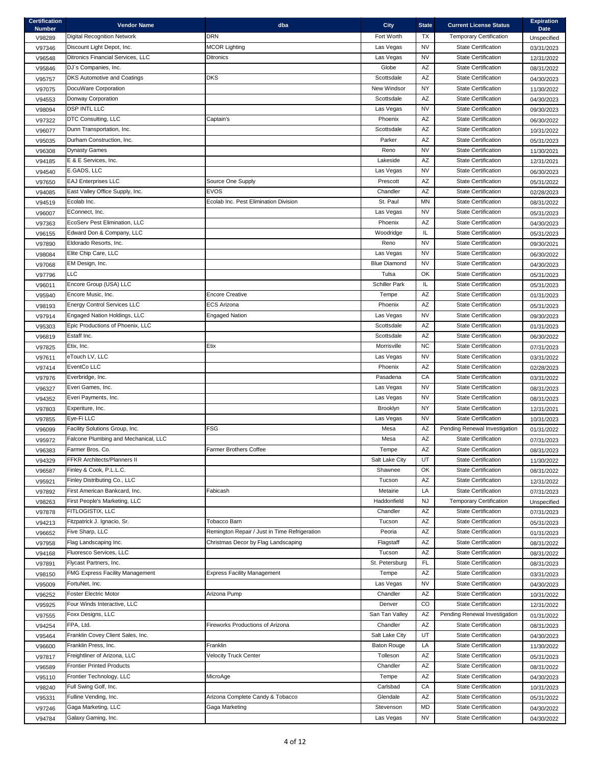| Certification Number | Vendor Name | dba | City | State | Current License Status | Expiration Date |
|---|---|---|---|---|---|---|
| V98289 | Digital Recognition Network | DRN | Fort Worth | TX | Temporary Certification | Unspecified |
| V97346 | Discount Light Depot, Inc. | MCOR Lighting | Las Vegas | NV | State Certification | 03/31/2023 |
| V96548 | Ditronics Financial Services, LLC | Ditronics | Las Vegas | NV | State Certification | 12/31/2022 |
| V95846 | DJ`s Companies, Inc. | | Globe | AZ | State Certification | 08/31/2022 |
| V95757 | DKS Automotive and Coatings | DKS | Scottsdale | AZ | State Certification | 04/30/2023 |
| V97075 | DocuWare Corporation | | New Windsor | NY | State Certification | 11/30/2022 |
| V94553 | Donway Corporation | | Scottsdale | AZ | State Certification | 04/30/2023 |
| V98094 | DSP INTL LLC | | Las Vegas | NV | State Certification | 09/30/2023 |
| V97322 | DTC Consulting, LLC | Captain's | Phoenix | AZ | State Certification | 06/30/2022 |
| V96077 | Dunn Transportation, Inc. | | Scottsdale | AZ | State Certification | 10/31/2022 |
| V95035 | Durham Construction, Inc. | | Parker | AZ | State Certification | 05/31/2023 |
| V96308 | Dynasty Games | | Reno | NV | State Certification | 11/30/2021 |
| V94185 | E & E Services, Inc. | | Lakeside | AZ | State Certification | 12/31/2021 |
| V94540 | E.GADS, LLC | | Las Vegas | NV | State Certification | 06/30/2023 |
| V97650 | EAJ Enterprises LLC | Source One Supply | Prescott | AZ | State Certification | 05/31/2022 |
| V94085 | East Valley Office Supply, Inc. | EVOS | Chandler | AZ | State Certification | 02/28/2023 |
| V94519 | Ecolab Inc. | Ecolab Inc. Pest Elimination Division | St. Paul | MN | State Certification | 08/31/2022 |
| V96007 | EConnect, Inc. | | Las Vegas | NV | State Certification | 05/31/2023 |
| V97363 | EcoServ Pest Elimination, LLC | | Phoenix | AZ | State Certification | 04/30/2023 |
| V96155 | Edward Don & Company, LLC | | Woodridge | IL | State Certification | 05/31/2023 |
| V97890 | Eldorado Resorts, Inc. | | Reno | NV | State Certification | 09/30/2021 |
| V98084 | Elite Chip Care, LLC | | Las Vegas | NV | State Certification | 06/30/2022 |
| V97068 | EM Design, Inc. | | Blue Diamond | NV | State Certification | 04/30/2023 |
| V97796 | LLC | | Tulsa | OK | State Certification | 05/31/2023 |
| V96011 | Encore Group (USA) LLC | | Schiller Park | IL | State Certification | 05/31/2023 |
| V95940 | Encore Music, Inc. | Encore Creative | Tempe | AZ | State Certification | 01/31/2023 |
| V98193 | Energy Control Services LLC | ECS Arizona | Phoenix | AZ | State Certification | 05/31/2023 |
| V97914 | Engaged Nation Holdings, LLC | Engaged Nation | Las Vegas | NV | State Certification | 09/30/2023 |
| V95303 | Epic Productions of Phoenix, LLC | | Scottsdale | AZ | State Certification | 01/31/2023 |
| V96819 | Estaff Inc. | | Scottsdale | AZ | State Certification | 06/30/2022 |
| V97825 | Etix, Inc. | Etix | Morrisville | NC | State Certification | 07/31/2023 |
| V97611 | eTouch LV, LLC | | Las Vegas | NV | State Certification | 03/31/2022 |
| V97414 | EventCo LLC | | Phoenix | AZ | State Certification | 02/28/2023 |
| V97976 | Everbridge, Inc. | | Pasadena | CA | State Certification | 03/31/2022 |
| V96327 | Everi Games, Inc. | | Las Vegas | NV | State Certification | 08/31/2023 |
| V94352 | Everi Payments, Inc. | | Las Vegas | NV | State Certification | 08/31/2023 |
| V97803 | Experiture, Inc. | | Brooklyn | NY | State Certification | 12/31/2021 |
| V97855 | Eye-Fi LLC | | Las Vegas | NV | State Certification | 10/31/2023 |
| V96099 | Facility Solutions Group, Inc. | FSG | Mesa | AZ | Pending Renewal Investigation | 01/31/2022 |
| V95972 | Falcone Plumbing and Mechanical, LLC | | Mesa | AZ | State Certification | 07/31/2023 |
| V96383 | Farmer Bros. Co. | Farmer Brothers Coffee | Tempe | AZ | State Certification | 08/31/2023 |
| V94329 | FFKR Architects/Planners II | | Salt Lake City | UT | State Certification | 11/30/2022 |
| V96587 | Finley & Cook, P.L.L.C. | | Shawnee | OK | State Certification | 08/31/2022 |
| V95921 | Finley Distributing Co., LLC | | Tucson | AZ | State Certification | 12/31/2022 |
| V97892 | First American Bankcard, Inc. | Fabicash | Metairie | LA | State Certification | 07/31/2023 |
| V98263 | First People's Marketing, LLC | | Haddonfield | NJ | Temporary Certification | Unspecified |
| V97878 | FITLOGISTIX, LLC | | Chandler | AZ | State Certification | 07/31/2023 |
| V94213 | Fitzpatrick J. Ignacio, Sr. | Tobacco Barn | Tucson | AZ | State Certification | 05/31/2023 |
| V96652 | Five Sharp, LLC | Remington Repair / Just in Time Refrigeration | Peoria | AZ | State Certification | 01/31/2023 |
| V97958 | Flag Landscaping Inc. | Christmas Decor by Flag Landscaping | Flagstaff | AZ | State Certification | 08/31/2022 |
| V94168 | Fluoresco Services, LLC | | Tucson | AZ | State Certification | 08/31/2022 |
| V97891 | Flycast Partners, Inc. | | St. Petersburg | FL | State Certification | 08/31/2023 |
| V98150 | FMG Express Facility Management | Express Facility Management | Tempe | AZ | State Certification | 03/31/2023 |
| V95009 | FortuNet, Inc. | | Las Vegas | NV | State Certification | 04/30/2023 |
| V96252 | Foster Electric Motor | Arizona Pump | Chandler | AZ | State Certification | 10/31/2022 |
| V95925 | Four Winds Interactive, LLC | | Denver | CO | State Certification | 12/31/2022 |
| V97555 | Foxx Designs, LLC | | San Tan Valley | AZ | Pending Renewal Investigation | 01/31/2022 |
| V94254 | FPA, Ltd. | Fireworks Productions of Arizona | Chandler | AZ | State Certification | 08/31/2023 |
| V95464 | Franklin Covey Client Sales, Inc. | | Salt Lake City | UT | State Certification | 04/30/2023 |
| V96600 | Franklin Press, Inc. | Franklin | Baton Rouge | LA | State Certification | 11/30/2022 |
| V97817 | Freightliner of Arizona, LLC | Velocity Truck Center | Tolleson | AZ | State Certification | 05/31/2023 |
| V96589 | Frontier Printed Products | | Chandler | AZ | State Certification | 08/31/2022 |
| V95110 | Frontier Technology, LLC | MicroAge | Tempe | AZ | State Certification | 04/30/2023 |
| V98240 | Full Swing Golf, Inc. | | Carlsbad | CA | State Certification | 10/31/2023 |
| V95331 | Fulline Vending, Inc. | Arizona Complete Candy & Tobacco | Glendale | AZ | State Certification | 05/31/2022 |
| V97246 | Gaga Marketing, LLC | Gaga Marketing | Stevenson | MD | State Certification | 04/30/2022 |
| V94784 | Galaxy Gaming, Inc. | | Las Vegas | NV | State Certification | 04/30/2022 |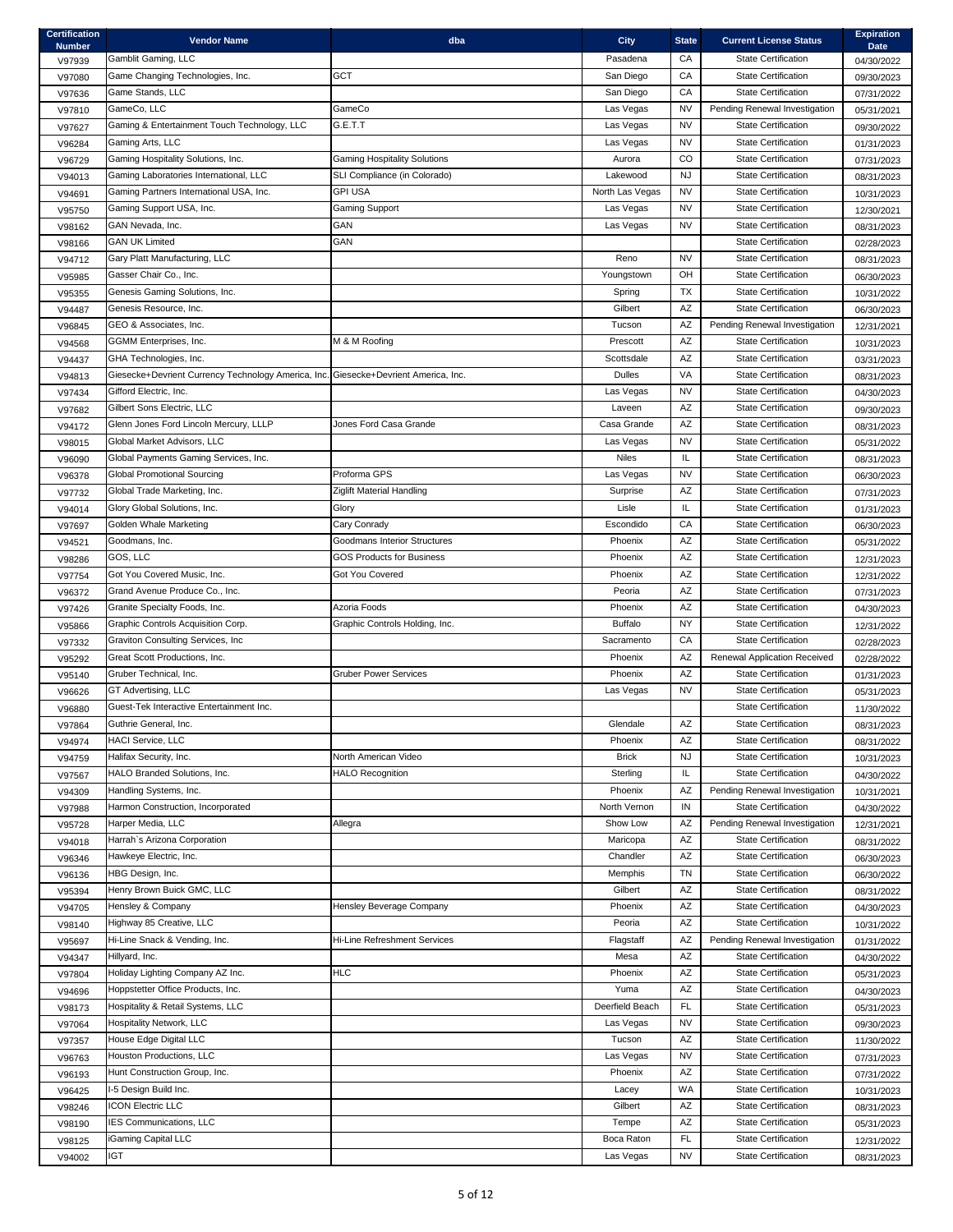| Certification Number | Vendor Name | dba | City | State | Current License Status | Expiration Date |
| --- | --- | --- | --- | --- | --- | --- |
| V97939 | Gamblit Gaming, LLC | | Pasadena | CA | State Certification | 04/30/2022 |
| V97080 | Game Changing Technologies, Inc. | GCT | San Diego | CA | State Certification | 09/30/2023 |
| V97636 | Game Stands, LLC | | San Diego | CA | State Certification | 07/31/2022 |
| V97810 | GameCo, LLC | GameCo | Las Vegas | NV | Pending Renewal Investigation | 05/31/2021 |
| V97627 | Gaming & Entertainment Touch Technology, LLC | G.E.T.T | Las Vegas | NV | State Certification | 09/30/2022 |
| V96284 | Gaming Arts, LLC | | Las Vegas | NV | State Certification | 01/31/2023 |
| V96729 | Gaming Hospitality Solutions, Inc. | Gaming Hospitality Solutions | Aurora | CO | State Certification | 07/31/2023 |
| V94013 | Gaming Laboratories International, LLC | SLI Compliance (in Colorado) | Lakewood | NJ | State Certification | 08/31/2023 |
| V94691 | Gaming Partners International USA, Inc. | GPI USA | North Las Vegas | NV | State Certification | 10/31/2023 |
| V95750 | Gaming Support USA, Inc. | Gaming Support | Las Vegas | NV | State Certification | 12/30/2021 |
| V98162 | GAN Nevada, Inc. | GAN | Las Vegas | NV | State Certification | 08/31/2023 |
| V98166 | GAN UK Limited | GAN | | | State Certification | 02/28/2023 |
| V94712 | Gary Platt Manufacturing, LLC | | Reno | NV | State Certification | 08/31/2023 |
| V95985 | Gasser Chair Co., Inc. | | Youngstown | OH | State Certification | 06/30/2023 |
| V95355 | Genesis Gaming Solutions, Inc. | | Spring | TX | State Certification | 10/31/2022 |
| V94487 | Genesis Resource, Inc. | | Gilbert | AZ | State Certification | 06/30/2023 |
| V96845 | GEO & Associates, Inc. | | Tucson | AZ | Pending Renewal Investigation | 12/31/2021 |
| V94568 | GGMM Enterprises, Inc. | M & M Roofing | Prescott | AZ | State Certification | 10/31/2023 |
| V94437 | GHA Technologies, Inc. | | Scottsdale | AZ | State Certification | 03/31/2023 |
| V94813 | Giesecke+Devrient Currency Technology America, Inc. | Giesecke+Devrient America, Inc. | Dulles | VA | State Certification | 08/31/2023 |
| V97434 | Gifford Electric, Inc. | | Las Vegas | NV | State Certification | 04/30/2023 |
| V97682 | Gilbert Sons Electric, LLC | | Laveen | AZ | State Certification | 09/30/2023 |
| V94172 | Glenn Jones Ford Lincoln Mercury, LLLP | Jones Ford Casa Grande | Casa Grande | AZ | State Certification | 08/31/2023 |
| V98015 | Global Market Advisors, LLC | | Las Vegas | NV | State Certification | 05/31/2022 |
| V96090 | Global Payments Gaming Services, Inc. | | Niles | IL | State Certification | 08/31/2023 |
| V96378 | Global Promotional Sourcing | Proforma GPS | Las Vegas | NV | State Certification | 06/30/2023 |
| V97732 | Global Trade Marketing, Inc. | Ziglift Material Handling | Surprise | AZ | State Certification | 07/31/2023 |
| V94014 | Glory Global Solutions, Inc. | Glory | Lisle | IL | State Certification | 01/31/2023 |
| V97697 | Golden Whale Marketing | Cary Conrady | Escondido | CA | State Certification | 06/30/2023 |
| V94521 | Goodmans, Inc. | Goodmans Interior Structures | Phoenix | AZ | State Certification | 05/31/2022 |
| V98286 | GOS, LLC | GOS Products for Business | Phoenix | AZ | State Certification | 12/31/2023 |
| V97754 | Got You Covered Music, Inc. | Got You Covered | Phoenix | AZ | State Certification | 12/31/2022 |
| V96372 | Grand Avenue Produce Co., Inc. | | Peoria | AZ | State Certification | 07/31/2023 |
| V97426 | Granite Specialty Foods, Inc. | Azoria Foods | Phoenix | AZ | State Certification | 04/30/2023 |
| V95866 | Graphic Controls Acquisition Corp. | Graphic Controls Holding, Inc. | Buffalo | NY | State Certification | 12/31/2022 |
| V97332 | Graviton Consulting Services, Inc | | Sacramento | CA | State Certification | 02/28/2023 |
| V95292 | Great Scott Productions, Inc. | | Phoenix | AZ | Renewal Application Received | 02/28/2022 |
| V95140 | Gruber Technical, Inc. | Gruber Power Services | Phoenix | AZ | State Certification | 01/31/2023 |
| V96626 | GT Advertising, LLC | | Las Vegas | NV | State Certification | 05/31/2023 |
| V96880 | Guest-Tek Interactive Entertainment Inc. | | | | State Certification | 11/30/2022 |
| V97864 | Guthrie General, Inc. | | Glendale | AZ | State Certification | 08/31/2023 |
| V94974 | HACI Service, LLC | | Phoenix | AZ | State Certification | 08/31/2022 |
| V94759 | Halifax Security, Inc. | North American Video | Brick | NJ | State Certification | 10/31/2023 |
| V97567 | HALO Branded Solutions, Inc. | HALO Recognition | Sterling | IL | State Certification | 04/30/2022 |
| V94309 | Handling Systems, Inc. | | Phoenix | AZ | Pending Renewal Investigation | 10/31/2021 |
| V97988 | Harmon Construction, Incorporated | | North Vernon | IN | State Certification | 04/30/2022 |
| V95728 | Harper Media, LLC | Allegra | Show Low | AZ | Pending Renewal Investigation | 12/31/2021 |
| V94018 | Harrah`s Arizona Corporation | | Maricopa | AZ | State Certification | 08/31/2022 |
| V96346 | Hawkeye Electric, Inc. | | Chandler | AZ | State Certification | 06/30/2023 |
| V96136 | HBG Design, Inc. | | Memphis | TN | State Certification | 06/30/2022 |
| V95394 | Henry Brown Buick GMC, LLC | | Gilbert | AZ | State Certification | 08/31/2022 |
| V94705 | Hensley & Company | Hensley Beverage Company | Phoenix | AZ | State Certification | 04/30/2023 |
| V98140 | Highway 85 Creative, LLC | | Peoria | AZ | State Certification | 10/31/2022 |
| V95697 | Hi-Line Snack & Vending, Inc. | Hi-Line Refreshment Services | Flagstaff | AZ | Pending Renewal Investigation | 01/31/2022 |
| V94347 | Hillyard, Inc. | | Mesa | AZ | State Certification | 04/30/2022 |
| V97804 | Holiday Lighting Company AZ Inc. | HLC | Phoenix | AZ | State Certification | 05/31/2023 |
| V94696 | Hoppstetter Office Products, Inc. | | Yuma | AZ | State Certification | 04/30/2023 |
| V98173 | Hospitality & Retail Systems, LLC | | Deerfield Beach | FL | State Certification | 05/31/2023 |
| V97064 | Hospitality Network, LLC | | Las Vegas | NV | State Certification | 09/30/2023 |
| V97357 | House Edge Digital LLC | | Tucson | AZ | State Certification | 11/30/2022 |
| V96763 | Houston Productions, LLC | | Las Vegas | NV | State Certification | 07/31/2023 |
| V96193 | Hunt Construction Group, Inc. | | Phoenix | AZ | State Certification | 07/31/2022 |
| V96425 | I-5 Design Build Inc. | | Lacey | WA | State Certification | 10/31/2023 |
| V98246 | ICON Electric LLC | | Gilbert | AZ | State Certification | 08/31/2023 |
| V98190 | IES Communications, LLC | | Tempe | AZ | State Certification | 05/31/2023 |
| V98125 | iGaming Capital LLC | | Boca Raton | FL | State Certification | 12/31/2022 |
| V94002 | IGT | | Las Vegas | NV | State Certification | 08/31/2023 |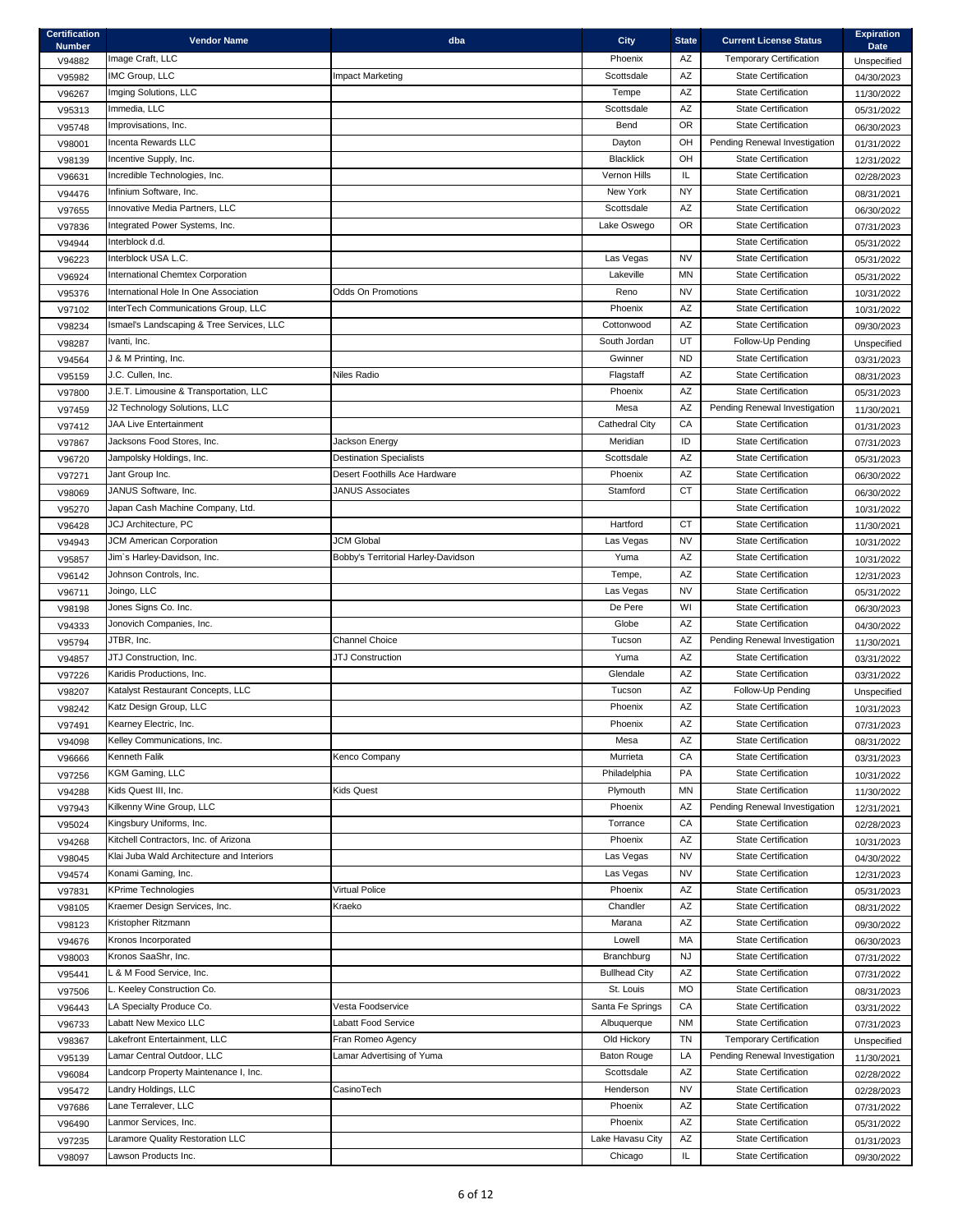| Certification Number | Vendor Name | dba | City | State | Current License Status | Expiration Date |
|---|---|---|---|---|---|---|
| V94882 | Image Craft, LLC | | Phoenix | AZ | Temporary Certification | Unspecified |
| V95982 | IMC Group, LLC | Impact Marketing | Scottsdale | AZ | State Certification | 04/30/2023 |
| V96267 | Imging Solutions, LLC | | Tempe | AZ | State Certification | 11/30/2022 |
| V95313 | Immedia, LLC | | Scottsdale | AZ | State Certification | 05/31/2022 |
| V95748 | Improvisations, Inc. | | Bend | OR | State Certification | 06/30/2023 |
| V98001 | Incenta Rewards LLC | | Dayton | OH | Pending Renewal Investigation | 01/31/2022 |
| V98139 | Incentive Supply, Inc. | | Blacklick | OH | State Certification | 12/31/2022 |
| V96631 | Incredible Technologies, Inc. | | Vernon Hills | IL | State Certification | 02/28/2023 |
| V94476 | Infinium Software, Inc. | | New York | NY | State Certification | 08/31/2021 |
| V97655 | Innovative Media Partners, LLC | | Scottsdale | AZ | State Certification | 06/30/2022 |
| V97836 | Integrated Power Systems, Inc. | | Lake Oswego | OR | State Certification | 07/31/2023 |
| V94944 | Interblock d.d. | | | | State Certification | 05/31/2022 |
| V96223 | Interblock USA L.C. | | Las Vegas | NV | State Certification | 05/31/2022 |
| V96924 | International Chemtex Corporation | | Lakeville | MN | State Certification | 05/31/2022 |
| V95376 | International Hole In One Association | Odds On Promotions | Reno | NV | State Certification | 10/31/2022 |
| V97102 | InterTech Communications Group, LLC | | Phoenix | AZ | State Certification | 10/31/2022 |
| V98234 | Ismael's Landscaping & Tree Services, LLC | | Cottonwood | AZ | State Certification | 09/30/2023 |
| V98287 | Ivanti, Inc. | | South Jordan | UT | Follow-Up Pending | Unspecified |
| V94564 | J & M Printing, Inc. | | Gwinner | ND | State Certification | 03/31/2023 |
| V95159 | J.C. Cullen, Inc. | Niles Radio | Flagstaff | AZ | State Certification | 08/31/2023 |
| V97800 | J.E.T. Limousine & Transportation, LLC | | Phoenix | AZ | State Certification | 05/31/2023 |
| V97459 | J2 Technology Solutions, LLC | | Mesa | AZ | Pending Renewal Investigation | 11/30/2021 |
| V97412 | JAA Live Entertainment | | Cathedral City | CA | State Certification | 01/31/2023 |
| V97867 | Jacksons Food Stores, Inc. | Jackson Energy | Meridian | ID | State Certification | 07/31/2023 |
| V96720 | Jampolsky Holdings, Inc. | Destination Specialists | Scottsdale | AZ | State Certification | 05/31/2023 |
| V97271 | Jant Group Inc. | Desert Foothills Ace Hardware | Phoenix | AZ | State Certification | 06/30/2022 |
| V98069 | JANUS Software, Inc. | JANUS Associates | Stamford | CT | State Certification | 06/30/2022 |
| V95270 | Japan Cash Machine Company, Ltd. | | | | State Certification | 10/31/2022 |
| V96428 | JCJ Architecture, PC | | Hartford | CT | State Certification | 11/30/2021 |
| V94943 | JCM American Corporation | JCM Global | Las Vegas | NV | State Certification | 10/31/2022 |
| V95857 | Jim`s Harley-Davidson, Inc. | Bobby's Territorial Harley-Davidson | Yuma | AZ | State Certification | 10/31/2022 |
| V96142 | Johnson Controls, Inc. | | Tempe, | AZ | State Certification | 12/31/2023 |
| V96711 | Joingo, LLC | | Las Vegas | NV | State Certification | 05/31/2022 |
| V98198 | Jones Signs Co. Inc. | | De Pere | WI | State Certification | 06/30/2023 |
| V94333 | Jonovich Companies, Inc. | | Globe | AZ | State Certification | 04/30/2022 |
| V95794 | JTBR, Inc. | Channel Choice | Tucson | AZ | Pending Renewal Investigation | 11/30/2021 |
| V94857 | JTJ Construction, Inc. | JTJ Construction | Yuma | AZ | State Certification | 03/31/2022 |
| V97226 | Karidis Productions, Inc. | | Glendale | AZ | State Certification | 03/31/2022 |
| V98207 | Katalyst Restaurant Concepts, LLC | | Tucson | AZ | Follow-Up Pending | Unspecified |
| V98242 | Katz Design Group, LLC | | Phoenix | AZ | State Certification | 10/31/2023 |
| V97491 | Kearney Electric, Inc. | | Phoenix | AZ | State Certification | 07/31/2023 |
| V94098 | Kelley Communications, Inc. | | Mesa | AZ | State Certification | 08/31/2022 |
| V96666 | Kenneth Falik | Kenco Company | Murrieta | CA | State Certification | 03/31/2023 |
| V97256 | KGM Gaming, LLC | | Philadelphia | PA | State Certification | 10/31/2022 |
| V94288 | Kids Quest III, Inc. | Kids Quest | Plymouth | MN | State Certification | 11/30/2022 |
| V97943 | Kilkenny Wine Group, LLC | | Phoenix | AZ | Pending Renewal Investigation | 12/31/2021 |
| V95024 | Kingsbury Uniforms, Inc. | | Torrance | CA | State Certification | 02/28/2023 |
| V94268 | Kitchell Contractors, Inc. of Arizona | | Phoenix | AZ | State Certification | 10/31/2023 |
| V98045 | Klai Juba Wald Architecture and Interiors | | Las Vegas | NV | State Certification | 04/30/2022 |
| V94574 | Konami Gaming, Inc. | | Las Vegas | NV | State Certification | 12/31/2023 |
| V97831 | KPrime Technologies | Virtual Police | Phoenix | AZ | State Certification | 05/31/2023 |
| V98105 | Kraemer Design Services, Inc. | Kraeko | Chandler | AZ | State Certification | 08/31/2022 |
| V98123 | Kristopher Ritzmann | | Marana | AZ | State Certification | 09/30/2022 |
| V94676 | Kronos Incorporated | | Lowell | MA | State Certification | 06/30/2023 |
| V98003 | Kronos SaaShr, Inc. | | Branchburg | NJ | State Certification | 07/31/2022 |
| V95441 | L & M Food Service, Inc. | | Bullhead City | AZ | State Certification | 07/31/2022 |
| V97506 | L. Keeley Construction Co. | | St. Louis | MO | State Certification | 08/31/2023 |
| V96443 | LA Specialty Produce Co. | Vesta Foodservice | Santa Fe Springs | CA | State Certification | 03/31/2022 |
| V96733 | Labatt New Mexico LLC | Labatt Food Service | Albuquerque | NM | State Certification | 07/31/2023 |
| V98367 | Lakefront Entertainment, LLC | Fran Romeo Agency | Old Hickory | TN | Temporary Certification | Unspecified |
| V95139 | Lamar Central Outdoor, LLC | Lamar Advertising of Yuma | Baton Rouge | LA | Pending Renewal Investigation | 11/30/2021 |
| V96084 | Landcorp Property Maintenance I, Inc. | | Scottsdale | AZ | State Certification | 02/28/2022 |
| V95472 | Landry Holdings, LLC | CasinoTech | Henderson | NV | State Certification | 02/28/2023 |
| V97686 | Lane Terralever, LLC | | Phoenix | AZ | State Certification | 07/31/2022 |
| V96490 | Lanmor Services, Inc. | | Phoenix | AZ | State Certification | 05/31/2022 |
| V97235 | Laramore Quality Restoration LLC | | Lake Havasu City | AZ | State Certification | 01/31/2023 |
| V98097 | Lawson Products Inc. | | Chicago | IL | State Certification | 09/30/2022 |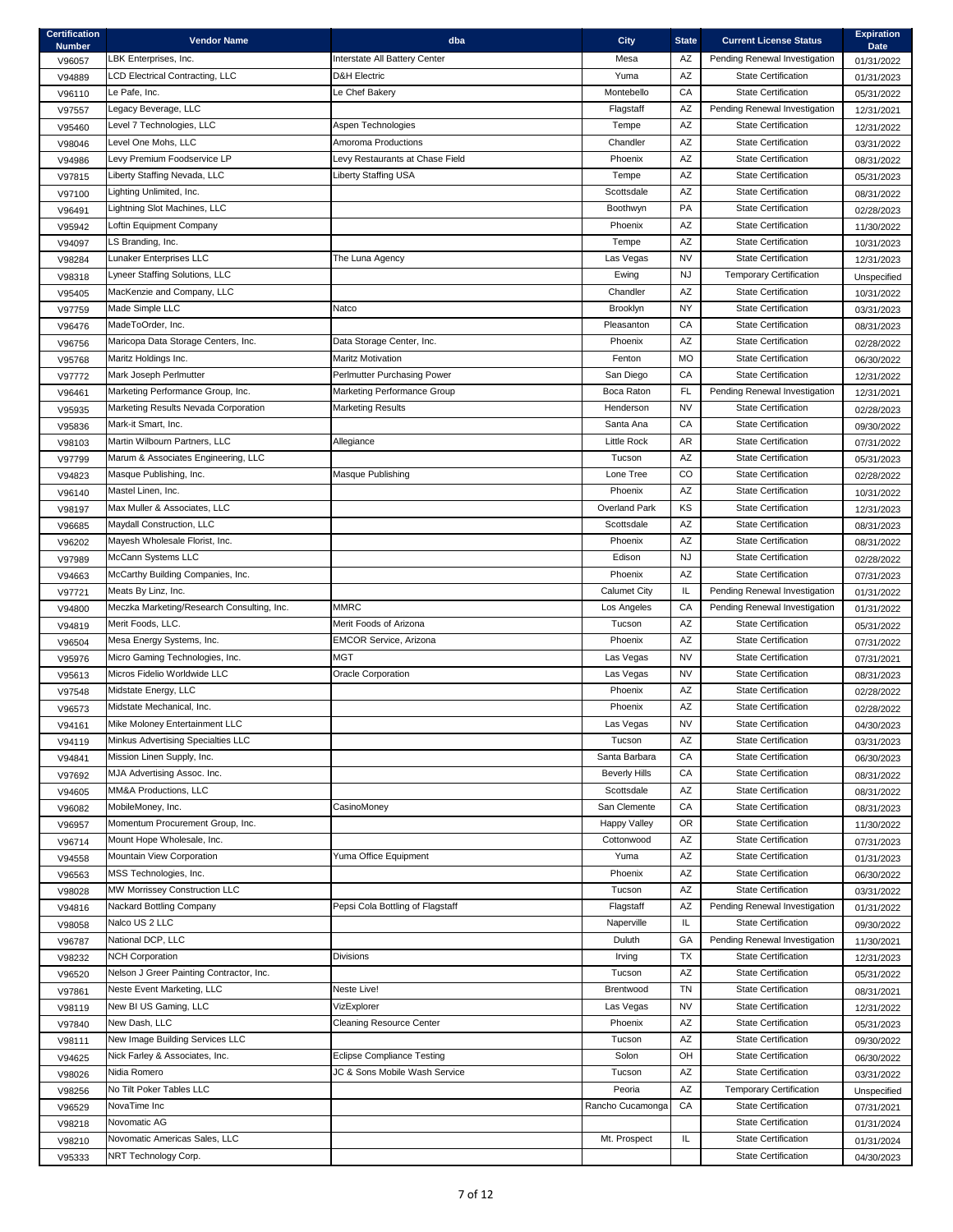| Certification Number | Vendor Name | dba | City | State | Current License Status | Expiration Date |
|---|---|---|---|---|---|---|
| V96057 | LBK Enterprises, Inc. | Interstate All Battery Center | Mesa | AZ | Pending Renewal Investigation | 01/31/2022 |
| V94889 | LCD Electrical Contracting, LLC | D&H Electric | Yuma | AZ | State Certification | 01/31/2023 |
| V96110 | Le Pafe, Inc. | Le Chef Bakery | Montebello | CA | State Certification | 05/31/2022 |
| V97557 | Legacy Beverage, LLC | | Flagstaff | AZ | Pending Renewal Investigation | 12/31/2021 |
| V95460 | Level 7 Technologies, LLC | Aspen Technologies | Tempe | AZ | State Certification | 12/31/2022 |
| V98046 | Level One Mohs, LLC | Amoroma Productions | Chandler | AZ | State Certification | 03/31/2022 |
| V94986 | Levy Premium Foodservice LP | Levy Restaurants at Chase Field | Phoenix | AZ | State Certification | 08/31/2022 |
| V97815 | Liberty Staffing Nevada, LLC | Liberty Staffing USA | Tempe | AZ | State Certification | 05/31/2023 |
| V97100 | Lighting Unlimited, Inc. | | Scottsdale | AZ | State Certification | 08/31/2022 |
| V96491 | Lightning Slot Machines, LLC | | Boothwyn | PA | State Certification | 02/28/2023 |
| V95942 | Loftin Equipment Company | | Phoenix | AZ | State Certification | 11/30/2022 |
| V94097 | LS Branding, Inc. | | Tempe | AZ | State Certification | 10/31/2023 |
| V98284 | Lunaker Enterprises LLC | The Luna Agency | Las Vegas | NV | State Certification | 12/31/2023 |
| V98318 | Lyneer Staffing Solutions, LLC | | Ewing | NJ | Temporary Certification | Unspecified |
| V95405 | MacKenzie and Company, LLC | | Chandler | AZ | State Certification | 10/31/2022 |
| V97759 | Made Simple LLC | Natco | Brooklyn | NY | State Certification | 03/31/2023 |
| V96476 | MadeToOrder, Inc. | | Pleasanton | CA | State Certification | 08/31/2023 |
| V96756 | Maricopa Data Storage Centers, Inc. | Data Storage Center, Inc. | Phoenix | AZ | State Certification | 02/28/2022 |
| V95768 | Maritz Holdings Inc. | Maritz Motivation | Fenton | MO | State Certification | 06/30/2022 |
| V97772 | Mark Joseph Perlmutter | Perlmutter Purchasing Power | San Diego | CA | State Certification | 12/31/2022 |
| V96461 | Marketing Performance Group, Inc. | Marketing Performance Group | Boca Raton | FL | Pending Renewal Investigation | 12/31/2021 |
| V95935 | Marketing Results Nevada Corporation | Marketing Results | Henderson | NV | State Certification | 02/28/2023 |
| V95836 | Mark-it Smart, Inc. | | Santa Ana | CA | State Certification | 09/30/2022 |
| V98103 | Martin Wilbourn Partners, LLC | Allegiance | Little Rock | AR | State Certification | 07/31/2022 |
| V97799 | Marum & Associates Engineering, LLC | | Tucson | AZ | State Certification | 05/31/2023 |
| V94823 | Masque Publishing, Inc. | Masque Publishing | Lone Tree | CO | State Certification | 02/28/2022 |
| V96140 | Mastel Linen, Inc. | | Phoenix | AZ | State Certification | 10/31/2022 |
| V98197 | Max Muller & Associates, LLC | | Overland Park | KS | State Certification | 12/31/2023 |
| V96685 | Maydall Construction, LLC | | Scottsdale | AZ | State Certification | 08/31/2023 |
| V96202 | Mayesh Wholesale Florist, Inc. | | Phoenix | AZ | State Certification | 08/31/2022 |
| V97989 | McCann Systems LLC | | Edison | NJ | State Certification | 02/28/2022 |
| V94663 | McCarthy Building Companies, Inc. | | Phoenix | AZ | State Certification | 07/31/2023 |
| V97721 | Meats By Linz, Inc. | | Calumet City | IL | Pending Renewal Investigation | 01/31/2022 |
| V94800 | Meczka Marketing/Research Consulting, Inc. | MMRC | Los Angeles | CA | Pending Renewal Investigation | 01/31/2022 |
| V94819 | Merit Foods, LLC. | Merit Foods of Arizona | Tucson | AZ | State Certification | 05/31/2022 |
| V96504 | Mesa Energy Systems, Inc. | EMCOR Service, Arizona | Phoenix | AZ | State Certification | 07/31/2022 |
| V95976 | Micro Gaming Technologies, Inc. | MGT | Las Vegas | NV | State Certification | 07/31/2021 |
| V95613 | Micros Fidelio Worldwide LLC | Oracle Corporation | Las Vegas | NV | State Certification | 08/31/2023 |
| V97548 | Midstate Energy, LLC | | Phoenix | AZ | State Certification | 02/28/2022 |
| V96573 | Midstate Mechanical, Inc. | | Phoenix | AZ | State Certification | 02/28/2022 |
| V94161 | Mike Moloney Entertainment LLC | | Las Vegas | NV | State Certification | 04/30/2023 |
| V94119 | Minkus Advertising Specialties LLC | | Tucson | AZ | State Certification | 03/31/2023 |
| V94841 | Mission Linen Supply, Inc. | | Santa Barbara | CA | State Certification | 06/30/2023 |
| V97692 | MJA Advertising Assoc. Inc. | | Beverly Hills | CA | State Certification | 08/31/2022 |
| V94605 | MM&A Productions, LLC | | Scottsdale | AZ | State Certification | 08/31/2022 |
| V96082 | MobileMoney, Inc. | CasinoMoney | San Clemente | CA | State Certification | 08/31/2023 |
| V96957 | Momentum Procurement Group, Inc. | | Happy Valley | OR | State Certification | 11/30/2022 |
| V96714 | Mount Hope Wholesale, Inc. | | Cottonwood | AZ | State Certification | 07/31/2023 |
| V94558 | Mountain View Corporation | Yuma Office Equipment | Yuma | AZ | State Certification | 01/31/2023 |
| V96563 | MSS Technologies, Inc. | | Phoenix | AZ | State Certification | 06/30/2022 |
| V98028 | MW Morrissey Construction LLC | | Tucson | AZ | State Certification | 03/31/2022 |
| V94816 | Nackard Bottling Company | Pepsi Cola Bottling of Flagstaff | Flagstaff | AZ | Pending Renewal Investigation | 01/31/2022 |
| V98058 | Nalco US 2 LLC | | Naperville | IL | State Certification | 09/30/2022 |
| V96787 | National DCP, LLC | | Duluth | GA | Pending Renewal Investigation | 11/30/2021 |
| V98232 | NCH Corporation | Divisions | Irving | TX | State Certification | 12/31/2023 |
| V96520 | Nelson J Greer Painting Contractor, Inc. | | Tucson | AZ | State Certification | 05/31/2022 |
| V97861 | Neste Event Marketing, LLC | Neste Live! | Brentwood | TN | State Certification | 08/31/2021 |
| V98119 | New BI US Gaming, LLC | VizExplorer | Las Vegas | NV | State Certification | 12/31/2022 |
| V97840 | New Dash, LLC | Cleaning Resource Center | Phoenix | AZ | State Certification | 05/31/2023 |
| V98111 | New Image Building Services LLC | | Tucson | AZ | State Certification | 09/30/2022 |
| V94625 | Nick Farley & Associates, Inc. | Eclipse Compliance Testing | Solon | OH | State Certification | 06/30/2022 |
| V98026 | Nidia Romero | JC & Sons Mobile Wash Service | Tucson | AZ | State Certification | 03/31/2022 |
| V98256 | No Tilt Poker Tables LLC | | Peoria | AZ | Temporary Certification | Unspecified |
| V96529 | NovaTime Inc | | Rancho Cucamonga | CA | State Certification | 07/31/2021 |
| V98218 | Novomatic AG | | | | State Certification | 01/31/2024 |
| V98210 | Novomatic Americas Sales, LLC | | Mt. Prospect | IL | State Certification | 01/31/2024 |
| V95333 | NRT Technology Corp. | | | | State Certification | 04/30/2023 |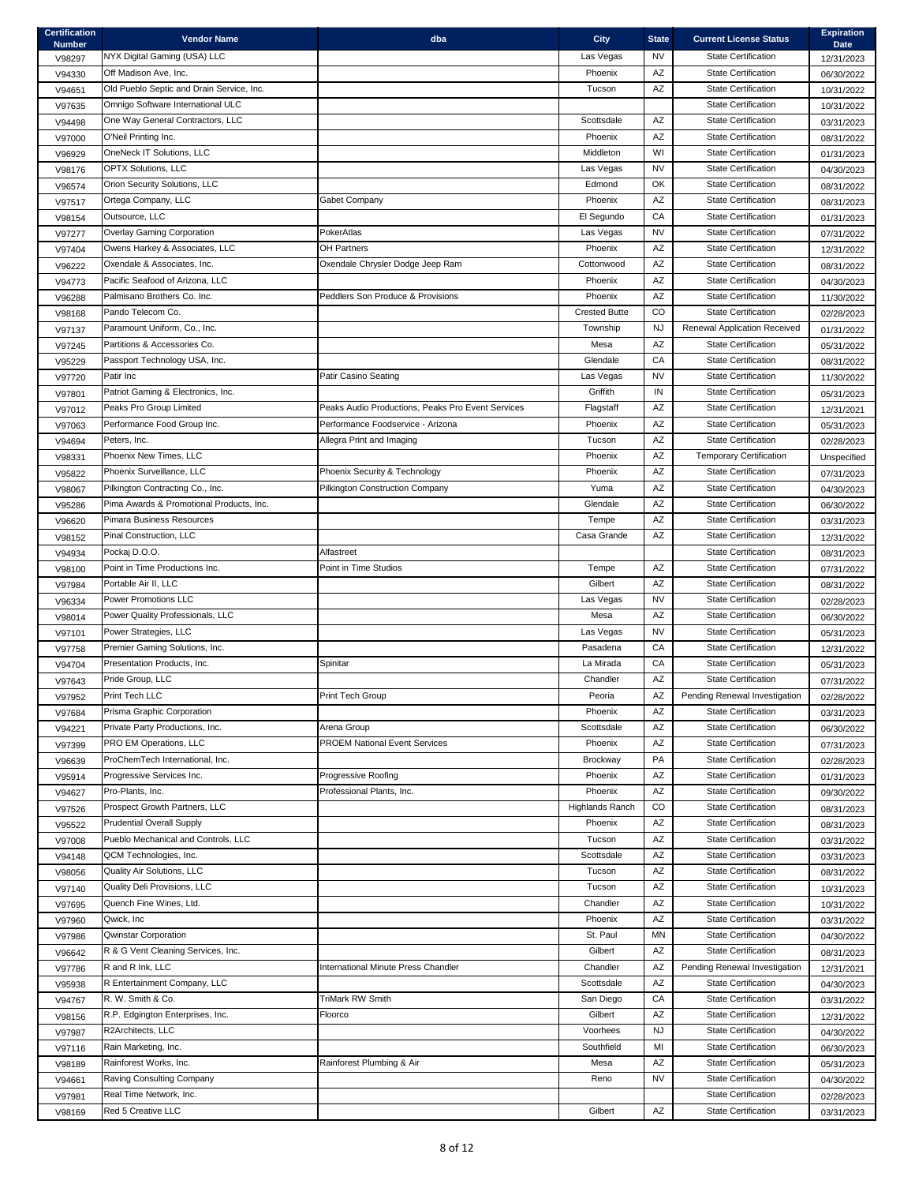| Certification Number | Vendor Name | dba | City | State | Current License Status | Expiration Date |
|---|---|---|---|---|---|---|
| V98297 | NYX Digital Gaming (USA) LLC | | Las Vegas | NV | State Certification | 12/31/2023 |
| V94330 | Off Madison Ave, Inc. | | Phoenix | AZ | State Certification | 06/30/2022 |
| V94651 | Old Pueblo Septic and Drain Service, Inc. | | Tucson | AZ | State Certification | 10/31/2022 |
| V97635 | Omnigo Software International ULC | | | | State Certification | 10/31/2022 |
| V94498 | One Way General Contractors, LLC | | Scottsdale | AZ | State Certification | 03/31/2023 |
| V97000 | O'Neil Printing Inc. | | Phoenix | AZ | State Certification | 08/31/2022 |
| V96929 | OneNeck IT Solutions, LLC | | Middleton | WI | State Certification | 01/31/2023 |
| V98176 | OPTX Solutions, LLC | | Las Vegas | NV | State Certification | 04/30/2023 |
| V96574 | Orion Security Solutions, LLC | | Edmond | OK | State Certification | 08/31/2022 |
| V97517 | Ortega Company, LLC | Gabet Company | Phoenix | AZ | State Certification | 08/31/2023 |
| V98154 | Outsource, LLC | | El Segundo | CA | State Certification | 01/31/2023 |
| V97277 | Overlay Gaming Corporation | PokerAtlas | Las Vegas | NV | State Certification | 07/31/2022 |
| V97404 | Owens Harkey & Associates, LLC | OH Partners | Phoenix | AZ | State Certification | 12/31/2022 |
| V96222 | Oxendale & Associates, Inc. | Oxendale Chrysler Dodge Jeep Ram | Cottonwood | AZ | State Certification | 08/31/2022 |
| V94773 | Pacific Seafood of Arizona, LLC | | Phoenix | AZ | State Certification | 04/30/2023 |
| V96288 | Palmisano Brothers Co. Inc. | Peddlers Son Produce & Provisions | Phoenix | AZ | State Certification | 11/30/2022 |
| V98168 | Pando Telecom Co. | | Crested Butte | CO | State Certification | 02/28/2023 |
| V97137 | Paramount Uniform, Co., Inc. | | Township | NJ | Renewal Application Received | 01/31/2022 |
| V97245 | Partitions & Accessories Co. | | Mesa | AZ | State Certification | 05/31/2022 |
| V95229 | Passport Technology USA, Inc. | | Glendale | CA | State Certification | 08/31/2022 |
| V97720 | Patir Inc | Patir Casino Seating | Las Vegas | NV | State Certification | 11/30/2022 |
| V97801 | Patriot Gaming & Electronics, Inc. | | Griffith | IN | State Certification | 05/31/2023 |
| V97012 | Peaks Pro Group Limited | Peaks Audio Productions, Peaks Pro Event Services | Flagstaff | AZ | State Certification | 12/31/2021 |
| V97063 | Performance Food Group Inc. | Performance Foodservice - Arizona | Phoenix | AZ | State Certification | 05/31/2023 |
| V94694 | Peters, Inc. | Allegra Print and Imaging | Tucson | AZ | State Certification | 02/28/2023 |
| V98331 | Phoenix New Times, LLC | | Phoenix | AZ | Temporary Certification | Unspecified |
| V95822 | Phoenix Surveillance, LLC | Phoenix Security & Technology | Phoenix | AZ | State Certification | 07/31/2023 |
| V98067 | Pilkington Contracting Co., Inc. | Pilkington Construction Company | Yuma | AZ | State Certification | 04/30/2023 |
| V95286 | Pima Awards & Promotional Products, Inc. | | Glendale | AZ | State Certification | 06/30/2022 |
| V96620 | Pimara Business Resources | | Tempe | AZ | State Certification | 03/31/2023 |
| V98152 | Pinal Construction, LLC | | Casa Grande | AZ | State Certification | 12/31/2022 |
| V94934 | Pockaj D.O.O. | Alfastreet | | | State Certification | 08/31/2023 |
| V98100 | Point in Time Productions Inc. | Point in Time Studios | Tempe | AZ | State Certification | 07/31/2022 |
| V97984 | Portable Air II, LLC | | Gilbert | AZ | State Certification | 08/31/2022 |
| V96334 | Power Promotions LLC | | Las Vegas | NV | State Certification | 02/28/2023 |
| V98014 | Power Quality Professionals, LLC | | Mesa | AZ | State Certification | 06/30/2022 |
| V97101 | Power Strategies, LLC | | Las Vegas | NV | State Certification | 05/31/2023 |
| V97758 | Premier Gaming Solutions, Inc. | | Pasadena | CA | State Certification | 12/31/2022 |
| V94704 | Presentation Products, Inc. | Spinitar | La Mirada | CA | State Certification | 05/31/2023 |
| V97643 | Pride Group, LLC | | Chandler | AZ | State Certification | 07/31/2022 |
| V97952 | Print Tech LLC | Print Tech Group | Peoria | AZ | Pending Renewal Investigation | 02/28/2022 |
| V97684 | Prisma Graphic Corporation | | Phoenix | AZ | State Certification | 03/31/2023 |
| V94221 | Private Party Productions, Inc. | Arena Group | Scottsdale | AZ | State Certification | 06/30/2022 |
| V97399 | PRO EM Operations, LLC | PROEM National Event Services | Phoenix | AZ | State Certification | 07/31/2023 |
| V96639 | ProChemTech International, Inc. | | Brockway | PA | State Certification | 02/28/2023 |
| V95914 | Progressive Services Inc. | Progressive Roofing | Phoenix | AZ | State Certification | 01/31/2023 |
| V94627 | Pro-Plants, Inc. | Professional Plants, Inc. | Phoenix | AZ | State Certification | 09/30/2022 |
| V97526 | Prospect Growth Partners, LLC | | Highlands Ranch | CO | State Certification | 08/31/2023 |
| V95522 | Prudential Overall Supply | | Phoenix | AZ | State Certification | 08/31/2023 |
| V97008 | Pueblo Mechanical and Controls, LLC | | Tucson | AZ | State Certification | 03/31/2022 |
| V94148 | QCM Technologies, Inc. | | Scottsdale | AZ | State Certification | 03/31/2023 |
| V98056 | Quality Air Solutions, LLC | | Tucson | AZ | State Certification | 08/31/2022 |
| V97140 | Quality Deli Provisions, LLC | | Tucson | AZ | State Certification | 10/31/2023 |
| V97695 | Quench Fine Wines, Ltd. | | Chandler | AZ | State Certification | 10/31/2022 |
| V97960 | Qwick, Inc | | Phoenix | AZ | State Certification | 03/31/2022 |
| V97986 | Qwinstar Corporation | | St. Paul | MN | State Certification | 04/30/2022 |
| V96642 | R & G Vent Cleaning Services, Inc. | | Gilbert | AZ | State Certification | 08/31/2023 |
| V97786 | R and R Ink, LLC | International Minute Press Chandler | Chandler | AZ | Pending Renewal Investigation | 12/31/2021 |
| V95938 | R Entertainment Company, LLC | | Scottsdale | AZ | State Certification | 04/30/2023 |
| V94767 | R. W. Smith & Co. | TriMark RW Smith | San Diego | CA | State Certification | 03/31/2022 |
| V98156 | R.P. Edgington Enterprises, Inc. | Floorco | Gilbert | AZ | State Certification | 12/31/2022 |
| V97987 | R2Architects, LLC | | Voorhees | NJ | State Certification | 04/30/2022 |
| V97116 | Rain Marketing, Inc. | | Southfield | MI | State Certification | 06/30/2023 |
| V98189 | Rainforest Works, Inc. | Rainforest Plumbing & Air | Mesa | AZ | State Certification | 05/31/2023 |
| V94661 | Raving Consulting Company | | Reno | NV | State Certification | 04/30/2022 |
| V97981 | Real Time Network, Inc. | | | | State Certification | 02/28/2023 |
| V98169 | Red 5 Creative LLC | | Gilbert | AZ | State Certification | 03/31/2023 |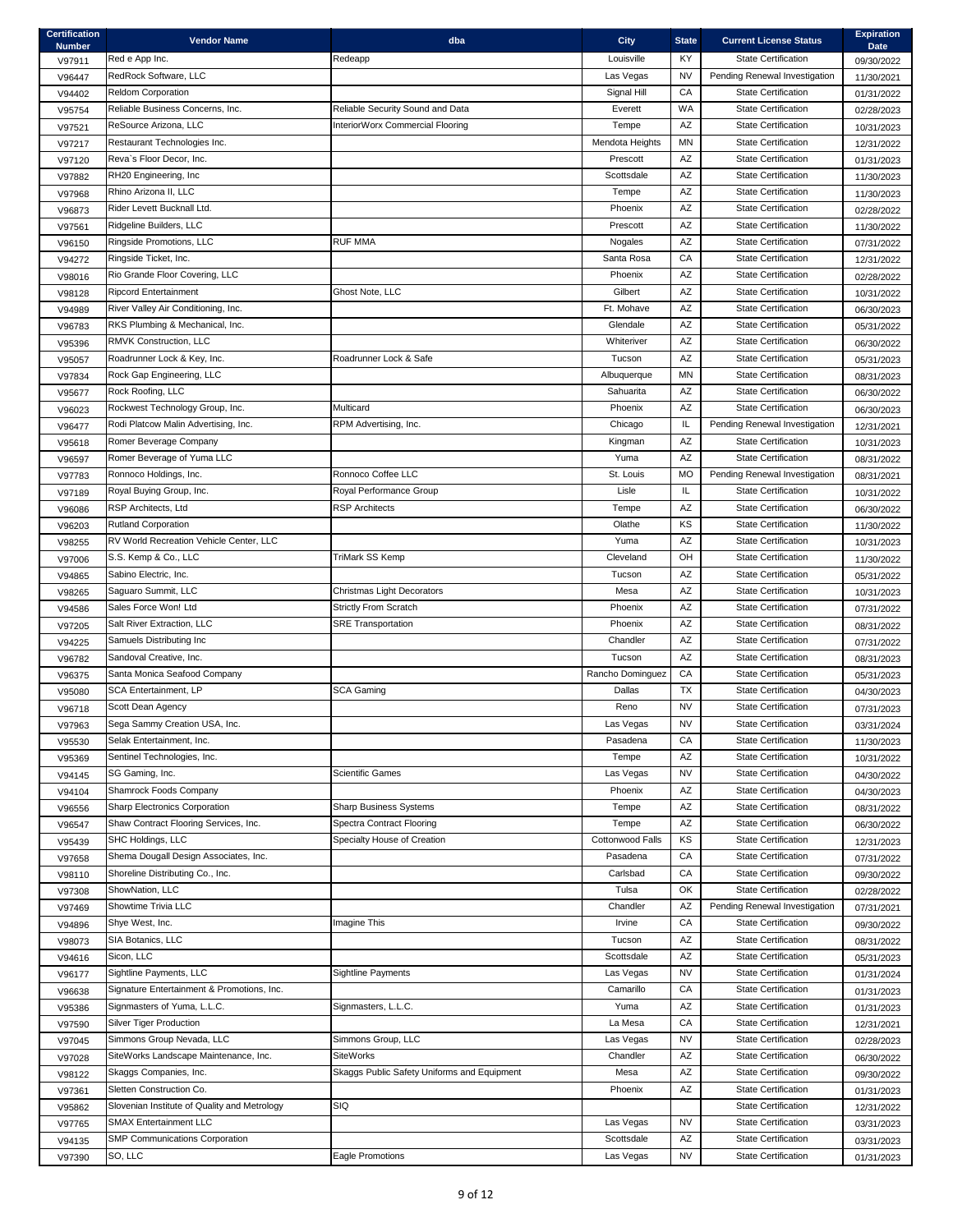| Certification Number | Vendor Name | dba | City | State | Current License Status | Expiration Date |
|---|---|---|---|---|---|---|
| V97911 | Red e App Inc. | Redeapp | Louisville | KY | State Certification | 09/30/2022 |
| V96447 | RedRock Software, LLC | | Las Vegas | NV | Pending Renewal Investigation | 11/30/2021 |
| V94402 | Reldom Corporation | | Signal Hill | CA | State Certification | 01/31/2022 |
| V95754 | Reliable Business Concerns, Inc. | Reliable Security Sound and Data | Everett | WA | State Certification | 02/28/2023 |
| V97521 | ReSource Arizona, LLC | InteriorWorx Commercial Flooring | Tempe | AZ | State Certification | 10/31/2023 |
| V97217 | Restaurant Technologies Inc. | | Mendota Heights | MN | State Certification | 12/31/2022 |
| V97120 | Reva`s Floor Decor, Inc. | | Prescott | AZ | State Certification | 01/31/2023 |
| V97882 | RH20 Engineering, Inc | | Scottsdale | AZ | State Certification | 11/30/2023 |
| V97968 | Rhino Arizona II, LLC | | Tempe | AZ | State Certification | 11/30/2023 |
| V96873 | Rider Levett Bucknall Ltd. | | Phoenix | AZ | State Certification | 02/28/2022 |
| V97561 | Ridgeline Builders, LLC | | Prescott | AZ | State Certification | 11/30/2022 |
| V96150 | Ringside Promotions, LLC | RUF MMA | Nogales | AZ | State Certification | 07/31/2022 |
| V94272 | Ringside Ticket, Inc. | | Santa Rosa | CA | State Certification | 12/31/2022 |
| V98016 | Rio Grande Floor Covering, LLC | | Phoenix | AZ | State Certification | 02/28/2022 |
| V98128 | Ripcord Entertainment | Ghost Note, LLC | Gilbert | AZ | State Certification | 10/31/2022 |
| V94989 | River Valley Air Conditioning, Inc. | | Ft. Mohave | AZ | State Certification | 06/30/2023 |
| V96783 | RKS Plumbing & Mechanical, Inc. | | Glendale | AZ | State Certification | 05/31/2022 |
| V95396 | RMVK Construction, LLC | | Whiteriver | AZ | State Certification | 06/30/2022 |
| V95057 | Roadrunner Lock & Key, Inc. | Roadrunner Lock & Safe | Tucson | AZ | State Certification | 05/31/2023 |
| V97834 | Rock Gap Engineering, LLC | | Albuquerque | MN | State Certification | 08/31/2023 |
| V95677 | Rock Roofing, LLC | | Sahuarita | AZ | State Certification | 06/30/2022 |
| V96023 | Rockwest Technology Group, Inc. | Multicard | Phoenix | AZ | State Certification | 06/30/2023 |
| V96477 | Rodi Platcow Malin Advertising, Inc. | RPM Advertising, Inc. | Chicago | IL | Pending Renewal Investigation | 12/31/2021 |
| V95618 | Romer Beverage Company | | Kingman | AZ | State Certification | 10/31/2023 |
| V96597 | Romer Beverage of Yuma LLC | | Yuma | AZ | State Certification | 08/31/2022 |
| V97783 | Ronnoco Holdings, Inc. | Ronnoco Coffee LLC | St. Louis | MO | Pending Renewal Investigation | 08/31/2021 |
| V97189 | Royal Buying Group, Inc. | Royal Performance Group | Lisle | IL | State Certification | 10/31/2022 |
| V96086 | RSP Architects, Ltd | RSP Architects | Tempe | AZ | State Certification | 06/30/2022 |
| V96203 | Rutland Corporation | | Olathe | KS | State Certification | 11/30/2022 |
| V98255 | RV World Recreation Vehicle Center, LLC | | Yuma | AZ | State Certification | 10/31/2023 |
| V97006 | S.S. Kemp & Co., LLC | TriMark SS Kemp | Cleveland | OH | State Certification | 11/30/2022 |
| V94865 | Sabino Electric, Inc. | | Tucson | AZ | State Certification | 05/31/2022 |
| V98265 | Saguaro Summit, LLC | Christmas Light Decorators | Mesa | AZ | State Certification | 10/31/2023 |
| V94586 | Sales Force Won! Ltd | Strictly From Scratch | Phoenix | AZ | State Certification | 07/31/2022 |
| V97205 | Salt River Extraction, LLC | SRE Transportation | Phoenix | AZ | State Certification | 08/31/2022 |
| V94225 | Samuels Distributing Inc | | Chandler | AZ | State Certification | 07/31/2022 |
| V96782 | Sandoval Creative, Inc. | | Tucson | AZ | State Certification | 08/31/2023 |
| V96375 | Santa Monica Seafood Company | | Rancho Dominguez | CA | State Certification | 05/31/2023 |
| V95080 | SCA Entertainment, LP | SCA Gaming | Dallas | TX | State Certification | 04/30/2023 |
| V96718 | Scott Dean Agency | | Reno | NV | State Certification | 07/31/2023 |
| V97963 | Sega Sammy Creation USA, Inc. | | Las Vegas | NV | State Certification | 03/31/2024 |
| V95530 | Selak Entertainment, Inc. | | Pasadena | CA | State Certification | 11/30/2023 |
| V95369 | Sentinel Technologies, Inc. | | Tempe | AZ | State Certification | 10/31/2022 |
| V94145 | SG Gaming, Inc. | Scientific Games | Las Vegas | NV | State Certification | 04/30/2022 |
| V94104 | Shamrock Foods Company | | Phoenix | AZ | State Certification | 04/30/2023 |
| V96556 | Sharp Electronics Corporation | Sharp Business Systems | Tempe | AZ | State Certification | 08/31/2022 |
| V96547 | Shaw Contract Flooring Services, Inc. | Spectra Contract Flooring | Tempe | AZ | State Certification | 06/30/2022 |
| V95439 | SHC Holdings, LLC | Specialty House of Creation | Cottonwood Falls | KS | State Certification | 12/31/2023 |
| V97658 | Shema Dougall Design Associates, Inc. | | Pasadena | CA | State Certification | 07/31/2022 |
| V98110 | Shoreline Distributing Co., Inc. | | Carlsbad | CA | State Certification | 09/30/2022 |
| V97308 | ShowNation, LLC | | Tulsa | OK | State Certification | 02/28/2022 |
| V97469 | Showtime Trivia LLC | | Chandler | AZ | Pending Renewal Investigation | 07/31/2021 |
| V94896 | Shye West, Inc. | Imagine This | Irvine | CA | State Certification | 09/30/2022 |
| V98073 | SIA Botanics, LLC | | Tucson | AZ | State Certification | 08/31/2022 |
| V94616 | Sicon, LLC | | Scottsdale | AZ | State Certification | 05/31/2023 |
| V96177 | Sightline Payments, LLC | Sightline Payments | Las Vegas | NV | State Certification | 01/31/2024 |
| V96638 | Signature Entertainment & Promotions, Inc. | | Camarillo | CA | State Certification | 01/31/2023 |
| V95386 | Signmasters of Yuma, L.L.C. | Signmasters, L.L.C. | Yuma | AZ | State Certification | 01/31/2023 |
| V97590 | Silver Tiger Production | | La Mesa | CA | State Certification | 12/31/2021 |
| V97045 | Simmons Group Nevada, LLC | Simmons Group, LLC | Las Vegas | NV | State Certification | 02/28/2023 |
| V97028 | SiteWorks Landscape Maintenance, Inc. | SiteWorks | Chandler | AZ | State Certification | 06/30/2022 |
| V98122 | Skaggs Companies, Inc. | Skaggs Public Safety Uniforms and Equipment | Mesa | AZ | State Certification | 09/30/2022 |
| V97361 | Sletten Construction Co. | | Phoenix | AZ | State Certification | 01/31/2023 |
| V95862 | Slovenian Institute of Quality and Metrology | SIQ | | | State Certification | 12/31/2022 |
| V97765 | SMAX Entertainment LLC | | Las Vegas | NV | State Certification | 03/31/2023 |
| V94135 | SMP Communications Corporation | | Scottsdale | AZ | State Certification | 03/31/2023 |
| V97390 | SO, LLC | Eagle Promotions | Las Vegas | NV | State Certification | 01/31/2023 |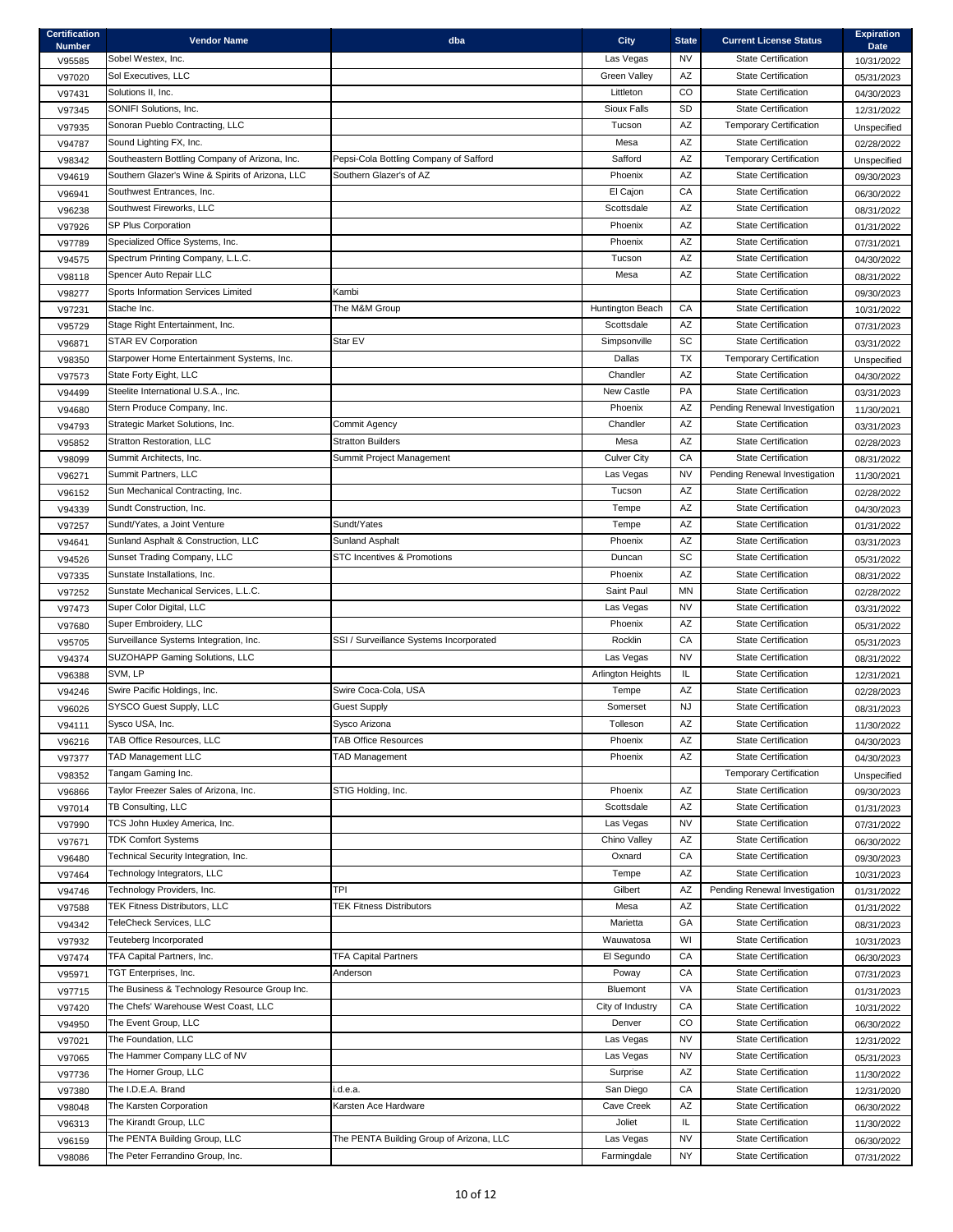| Certification Number | Vendor Name | dba | City | State | Current License Status | Expiration Date |
|---|---|---|---|---|---|---|
| V95585 | Sobel Westex, Inc. | | Las Vegas | NV | State Certification | 10/31/2022 |
| V97020 | Sol Executives, LLC | | Green Valley | AZ | State Certification | 05/31/2023 |
| V97431 | Solutions II, Inc. | | Littleton | CO | State Certification | 04/30/2023 |
| V97345 | SONIFI Solutions, Inc. | | Sioux Falls | SD | State Certification | 12/31/2022 |
| V97935 | Sonoran Pueblo Contracting, LLC | | Tucson | AZ | Temporary Certification | Unspecified |
| V94787 | Sound Lighting FX, Inc. | | Mesa | AZ | State Certification | 02/28/2022 |
| V98342 | Southeastern Bottling Company of Arizona, Inc. | Pepsi-Cola Bottling Company of Safford | Safford | AZ | Temporary Certification | Unspecified |
| V94619 | Southern Glazer's Wine & Spirits of Arizona, LLC | Southern Glazer's of AZ | Phoenix | AZ | State Certification | 09/30/2023 |
| V96941 | Southwest Entrances, Inc. | | El Cajon | CA | State Certification | 06/30/2022 |
| V96238 | Southwest Fireworks, LLC | | Scottsdale | AZ | State Certification | 08/31/2022 |
| V97926 | SP Plus Corporation | | Phoenix | AZ | State Certification | 01/31/2022 |
| V97789 | Specialized Office Systems, Inc. | | Phoenix | AZ | State Certification | 07/31/2021 |
| V94575 | Spectrum Printing Company, L.L.C. | | Tucson | AZ | State Certification | 04/30/2022 |
| V98118 | Spencer Auto Repair LLC | | Mesa | AZ | State Certification | 08/31/2022 |
| V98277 | Sports Information Services Limited | Kambi | | | State Certification | 09/30/2023 |
| V97231 | Stache Inc. | The M&M Group | Huntington Beach | CA | State Certification | 10/31/2022 |
| V95729 | Stage Right Entertainment, Inc. | | Scottsdale | AZ | State Certification | 07/31/2023 |
| V96871 | STAR EV Corporation | Star EV | Simpsonville | SC | State Certification | 03/31/2022 |
| V98350 | Starpower Home Entertainment Systems, Inc. | | Dallas | TX | Temporary Certification | Unspecified |
| V97573 | State Forty Eight, LLC | | Chandler | AZ | State Certification | 04/30/2022 |
| V94499 | Steelite International U.S.A., Inc. | | New Castle | PA | State Certification | 03/31/2023 |
| V94680 | Stern Produce Company, Inc. | | Phoenix | AZ | Pending Renewal Investigation | 11/30/2021 |
| V94793 | Strategic Market Solutions, Inc. | Commit Agency | Chandler | AZ | State Certification | 03/31/2023 |
| V95852 | Stratton Restoration, LLC | Stratton Builders | Mesa | AZ | State Certification | 02/28/2023 |
| V98099 | Summit Architects, Inc. | Summit Project Management | Culver City | CA | State Certification | 08/31/2022 |
| V96271 | Summit Partners, LLC | | Las Vegas | NV | Pending Renewal Investigation | 11/30/2021 |
| V96152 | Sun Mechanical Contracting, Inc. | | Tucson | AZ | State Certification | 02/28/2022 |
| V94339 | Sundt Construction, Inc. | | Tempe | AZ | State Certification | 04/30/2023 |
| V97257 | Sundt/Yates, a Joint Venture | Sundt/Yates | Tempe | AZ | State Certification | 01/31/2022 |
| V94641 | Sunland Asphalt & Construction, LLC | Sunland Asphalt | Phoenix | AZ | State Certification | 03/31/2023 |
| V94526 | Sunset Trading Company, LLC | STC Incentives & Promotions | Duncan | SC | State Certification | 05/31/2022 |
| V97335 | Sunstate Installations, Inc. | | Phoenix | AZ | State Certification | 08/31/2022 |
| V97252 | Sunstate Mechanical Services, L.L.C. | | Saint Paul | MN | State Certification | 02/28/2022 |
| V97473 | Super Color Digital, LLC | | Las Vegas | NV | State Certification | 03/31/2022 |
| V97680 | Super Embroidery, LLC | | Phoenix | AZ | State Certification | 05/31/2022 |
| V95705 | Surveillance Systems Integration, Inc. | SSI / Surveillance Systems Incorporated | Rocklin | CA | State Certification | 05/31/2023 |
| V94374 | SUZOHAPP Gaming Solutions, LLC | | Las Vegas | NV | State Certification | 08/31/2022 |
| V96388 | SVM, LP | | Arlington Heights | IL | State Certification | 12/31/2021 |
| V94246 | Swire Pacific Holdings, Inc. | Swire Coca-Cola, USA | Tempe | AZ | State Certification | 02/28/2023 |
| V96026 | SYSCO Guest Supply, LLC | Guest Supply | Somerset | NJ | State Certification | 08/31/2023 |
| V94111 | Sysco USA, Inc. | Sysco Arizona | Tolleson | AZ | State Certification | 11/30/2022 |
| V96216 | TAB Office Resources, LLC | TAB Office Resources | Phoenix | AZ | State Certification | 04/30/2023 |
| V97377 | TAD Management LLC | TAD Management | Phoenix | AZ | State Certification | 04/30/2023 |
| V98352 | Tangam Gaming Inc. | | | | Temporary Certification | Unspecified |
| V96866 | Taylor Freezer Sales of Arizona, Inc. | STIG Holding, Inc. | Phoenix | AZ | State Certification | 09/30/2023 |
| V97014 | TB Consulting, LLC | | Scottsdale | AZ | State Certification | 01/31/2023 |
| V97990 | TCS John Huxley America, Inc. | | Las Vegas | NV | State Certification | 07/31/2022 |
| V97671 | TDK Comfort Systems | | Chino Valley | AZ | State Certification | 06/30/2022 |
| V96480 | Technical Security Integration, Inc. | | Oxnard | CA | State Certification | 09/30/2023 |
| V97464 | Technology Integrators, LLC | | Tempe | AZ | State Certification | 10/31/2023 |
| V94746 | Technology Providers, Inc. | TPI | Gilbert | AZ | Pending Renewal Investigation | 01/31/2022 |
| V97588 | TEK Fitness Distributors, LLC | TEK Fitness Distributors | Mesa | AZ | State Certification | 01/31/2022 |
| V94342 | TeleCheck Services, LLC | | Marietta | GA | State Certification | 08/31/2023 |
| V97932 | Teuteberg Incorporated | | Wauwatosa | WI | State Certification | 10/31/2023 |
| V97474 | TFA Capital Partners, Inc. | TFA Capital Partners | El Segundo | CA | State Certification | 06/30/2023 |
| V95971 | TGT Enterprises, Inc. | Anderson | Poway | CA | State Certification | 07/31/2023 |
| V97715 | The Business & Technology Resource Group Inc. | | Bluemont | VA | State Certification | 01/31/2023 |
| V97420 | The Chefs' Warehouse West Coast, LLC | | City of Industry | CA | State Certification | 10/31/2022 |
| V94950 | The Event Group, LLC | | Denver | CO | State Certification | 06/30/2022 |
| V97021 | The Foundation, LLC | | Las Vegas | NV | State Certification | 12/31/2022 |
| V97065 | The Hammer Company LLC of NV | | Las Vegas | NV | State Certification | 05/31/2023 |
| V97736 | The Horner Group, LLC | | Surprise | AZ | State Certification | 11/30/2022 |
| V97380 | The I.D.E.A. Brand | i.d.e.a. | San Diego | CA | State Certification | 12/31/2020 |
| V98048 | The Karsten Corporation | Karsten Ace Hardware | Cave Creek | AZ | State Certification | 06/30/2022 |
| V96313 | The Kirandt Group, LLC | | Joliet | IL | State Certification | 11/30/2022 |
| V96159 | The PENTA Building Group, LLC | The PENTA Building Group of Arizona, LLC | Las Vegas | NV | State Certification | 06/30/2022 |
| V98086 | The Peter Ferrandino Group, Inc. | | Farmingdale | NY | State Certification | 07/31/2022 |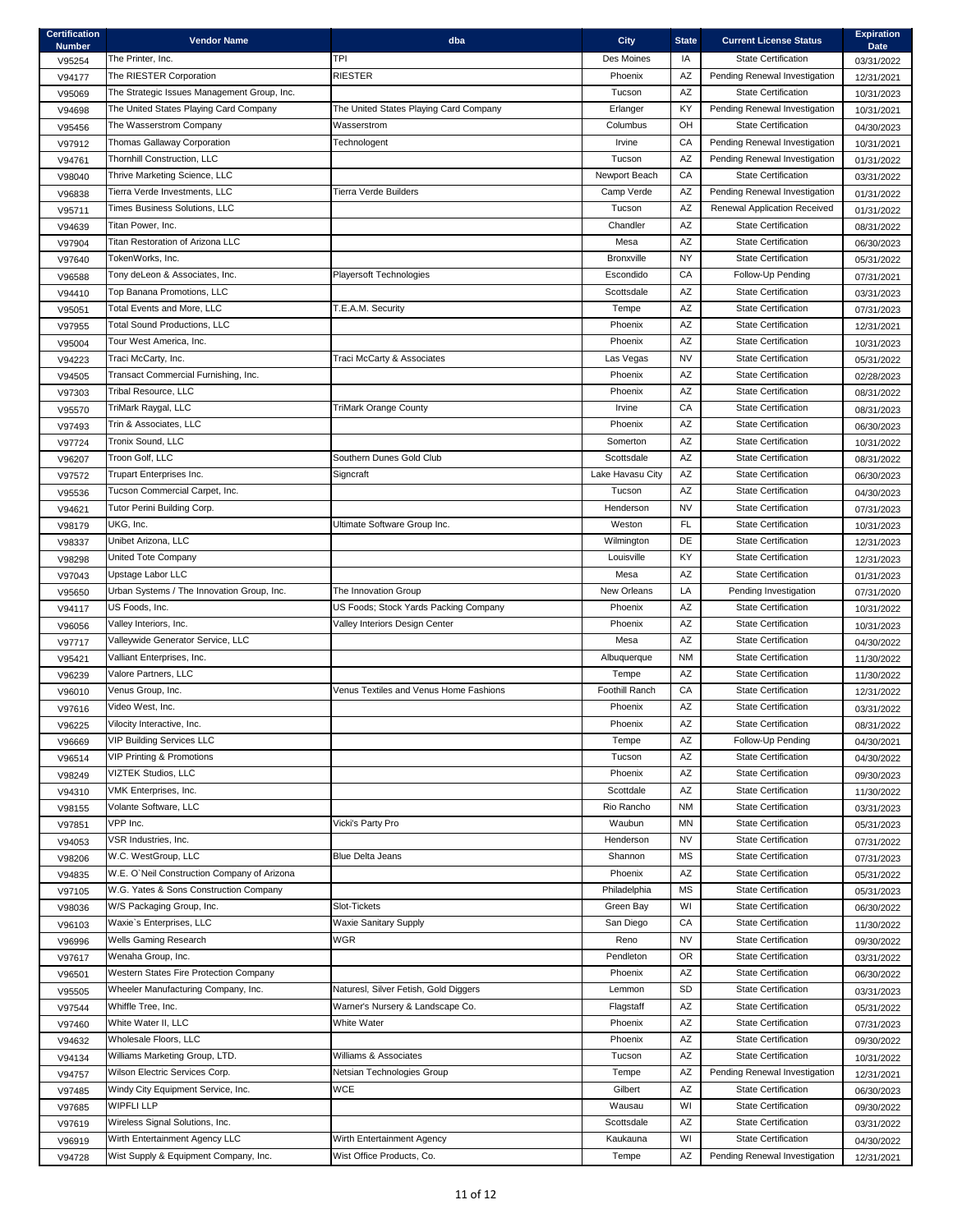| Certification Number | Vendor Name | dba | City | State | Current License Status | Expiration Date |
|---|---|---|---|---|---|---|
| V95254 | The Printer, Inc. | TPI | Des Moines | IA | State Certification | 03/31/2022 |
| V94177 | The RIESTER Corporation | RIESTER | Phoenix | AZ | Pending Renewal Investigation | 12/31/2021 |
| V95069 | The Strategic Issues Management Group, Inc. | | Tucson | AZ | State Certification | 10/31/2023 |
| V94698 | The United States Playing Card Company | The United States Playing Card Company | Erlanger | KY | Pending Renewal Investigation | 10/31/2021 |
| V95456 | The Wasserstrom Company | Wasserstrom | Columbus | OH | State Certification | 04/30/2023 |
| V97912 | Thomas Gallaway Corporation | Technologent | Irvine | CA | Pending Renewal Investigation | 10/31/2021 |
| V94761 | Thornhill Construction, LLC | | Tucson | AZ | Pending Renewal Investigation | 01/31/2022 |
| V98040 | Thrive Marketing Science, LLC | | Newport Beach | CA | State Certification | 03/31/2022 |
| V96838 | Tierra Verde Investments, LLC | Tierra Verde Builders | Camp Verde | AZ | Pending Renewal Investigation | 01/31/2022 |
| V95711 | Times Business Solutions, LLC | | Tucson | AZ | Renewal Application Received | 01/31/2022 |
| V94639 | Titan Power, Inc. | | Chandler | AZ | State Certification | 08/31/2022 |
| V97904 | Titan Restoration of Arizona LLC | | Mesa | AZ | State Certification | 06/30/2023 |
| V97640 | TokenWorks, Inc. | | Bronxville | NY | State Certification | 05/31/2022 |
| V96588 | Tony deLeon & Associates, Inc. | Playersoft Technologies | Escondido | CA | Follow-Up Pending | 07/31/2021 |
| V94410 | Top Banana Promotions, LLC | | Scottsdale | AZ | State Certification | 03/31/2023 |
| V95051 | Total Events and More, LLC | T.E.A.M. Security | Tempe | AZ | State Certification | 07/31/2023 |
| V97955 | Total Sound Productions, LLC | | Phoenix | AZ | State Certification | 12/31/2021 |
| V95004 | Tour West America, Inc. | | Phoenix | AZ | State Certification | 10/31/2023 |
| V94223 | Traci McCarty, Inc. | Traci McCarty & Associates | Las Vegas | NV | State Certification | 05/31/2022 |
| V94505 | Transact Commercial Furnishing, Inc. | | Phoenix | AZ | State Certification | 02/28/2023 |
| V97303 | Tribal Resource, LLC | | Phoenix | AZ | State Certification | 08/31/2022 |
| V95570 | TriMark Raygal, LLC | TriMark Orange County | Irvine | CA | State Certification | 08/31/2023 |
| V97493 | Trin & Associates, LLC | | Phoenix | AZ | State Certification | 06/30/2023 |
| V97724 | Tronix Sound, LLC | | Somerton | AZ | State Certification | 10/31/2022 |
| V96207 | Troon Golf, LLC | Southern Dunes Gold Club | Scottsdale | AZ | State Certification | 08/31/2022 |
| V97572 | Trupart Enterprises Inc. | Signcraft | Lake Havasu City | AZ | State Certification | 06/30/2023 |
| V95536 | Tucson Commercial Carpet, Inc. | | Tucson | AZ | State Certification | 04/30/2023 |
| V94621 | Tutor Perini Building Corp. | | Henderson | NV | State Certification | 07/31/2023 |
| V98179 | UKG, Inc. | Ultimate Software Group Inc. | Weston | FL | State Certification | 10/31/2023 |
| V98337 | Unibet Arizona, LLC | | Wilmington | DE | State Certification | 12/31/2023 |
| V98298 | United Tote Company | | Louisville | KY | State Certification | 12/31/2023 |
| V97043 | Upstage Labor LLC | | Mesa | AZ | State Certification | 01/31/2023 |
| V95650 | Urban Systems / The Innovation Group, Inc. | The Innovation Group | New Orleans | LA | Pending Investigation | 07/31/2020 |
| V94117 | US Foods, Inc. | US Foods; Stock Yards Packing Company | Phoenix | AZ | State Certification | 10/31/2022 |
| V96056 | Valley Interiors, Inc. | Valley Interiors Design Center | Phoenix | AZ | State Certification | 10/31/2023 |
| V97717 | Valleywide Generator Service, LLC | | Mesa | AZ | State Certification | 04/30/2022 |
| V95421 | Valliant Enterprises, Inc. | | Albuquerque | NM | State Certification | 11/30/2022 |
| V96239 | Valore Partners, LLC | | Tempe | AZ | State Certification | 11/30/2022 |
| V96010 | Venus Group, Inc. | Venus Textiles and Venus Home Fashions | Foothill Ranch | CA | State Certification | 12/31/2022 |
| V97616 | Video West, Inc. | | Phoenix | AZ | State Certification | 03/31/2022 |
| V96225 | Vilocity Interactive, Inc. | | Phoenix | AZ | State Certification | 08/31/2022 |
| V96669 | VIP Building Services LLC | | Tempe | AZ | Follow-Up Pending | 04/30/2021 |
| V96514 | VIP Printing & Promotions | | Tucson | AZ | State Certification | 04/30/2022 |
| V98249 | VIZTEK Studios, LLC | | Phoenix | AZ | State Certification | 09/30/2023 |
| V94310 | VMK Enterprises, Inc. | | Scottsdale | AZ | State Certification | 11/30/2022 |
| V98155 | Volante Software, LLC | | Rio Rancho | NM | State Certification | 03/31/2023 |
| V97851 | VPP Inc. | Vicki's Party Pro | Waubun | MN | State Certification | 05/31/2023 |
| V94053 | VSR Industries, Inc. | | Henderson | NV | State Certification | 07/31/2022 |
| V98206 | W.C. WestGroup, LLC | Blue Delta Jeans | Shannon | MS | State Certification | 07/31/2023 |
| V94835 | W.E. O`Neil Construction Company of Arizona | | Phoenix | AZ | State Certification | 05/31/2022 |
| V97105 | W.G. Yates & Sons Construction Company | | Philadelphia | MS | State Certification | 05/31/2023 |
| V98036 | W/S Packaging Group, Inc. | Slot-Tickets | Green Bay | WI | State Certification | 06/30/2022 |
| V96103 | Waxie`s Enterprises, LLC | Waxie Sanitary Supply | San Diego | CA | State Certification | 11/30/2022 |
| V96996 | Wells Gaming Research | WGR | Reno | NV | State Certification | 09/30/2022 |
| V97617 | Wenaha Group, Inc. | | Pendleton | OR | State Certification | 03/31/2022 |
| V96501 | Western States Fire Protection Company | | Phoenix | AZ | State Certification | 06/30/2022 |
| V95505 | Wheeler Manufacturing Company, Inc. | Naturesl, Silver Fetish, Gold Diggers | Lemmon | SD | State Certification | 03/31/2023 |
| V97544 | Whiffle Tree, Inc. | Warner's Nursery & Landscape Co. | Flagstaff | AZ | State Certification | 05/31/2022 |
| V97460 | White Water II, LLC | White Water | Phoenix | AZ | State Certification | 07/31/2023 |
| V94632 | Wholesale Floors, LLC | | Phoenix | AZ | State Certification | 09/30/2022 |
| V94134 | Williams Marketing Group, LTD. | Williams & Associates | Tucson | AZ | State Certification | 10/31/2022 |
| V94757 | Wilson Electric Services Corp. | Netsian Technologies Group | Tempe | AZ | Pending Renewal Investigation | 12/31/2021 |
| V97485 | Windy City Equipment Service, Inc. | WCE | Gilbert | AZ | State Certification | 06/30/2023 |
| V97685 | WIPFLI LLP | | Wausau | WI | State Certification | 09/30/2022 |
| V97619 | Wireless Signal Solutions, Inc. | | Scottsdale | AZ | State Certification | 03/31/2022 |
| V96919 | Wirth Entertainment Agency LLC | Wirth Entertainment Agency | Kaukauna | WI | State Certification | 04/30/2022 |
| V94728 | Wist Supply & Equipment Company, Inc. | Wist Office Products, Co. | Tempe | AZ | Pending Renewal Investigation | 12/31/2021 |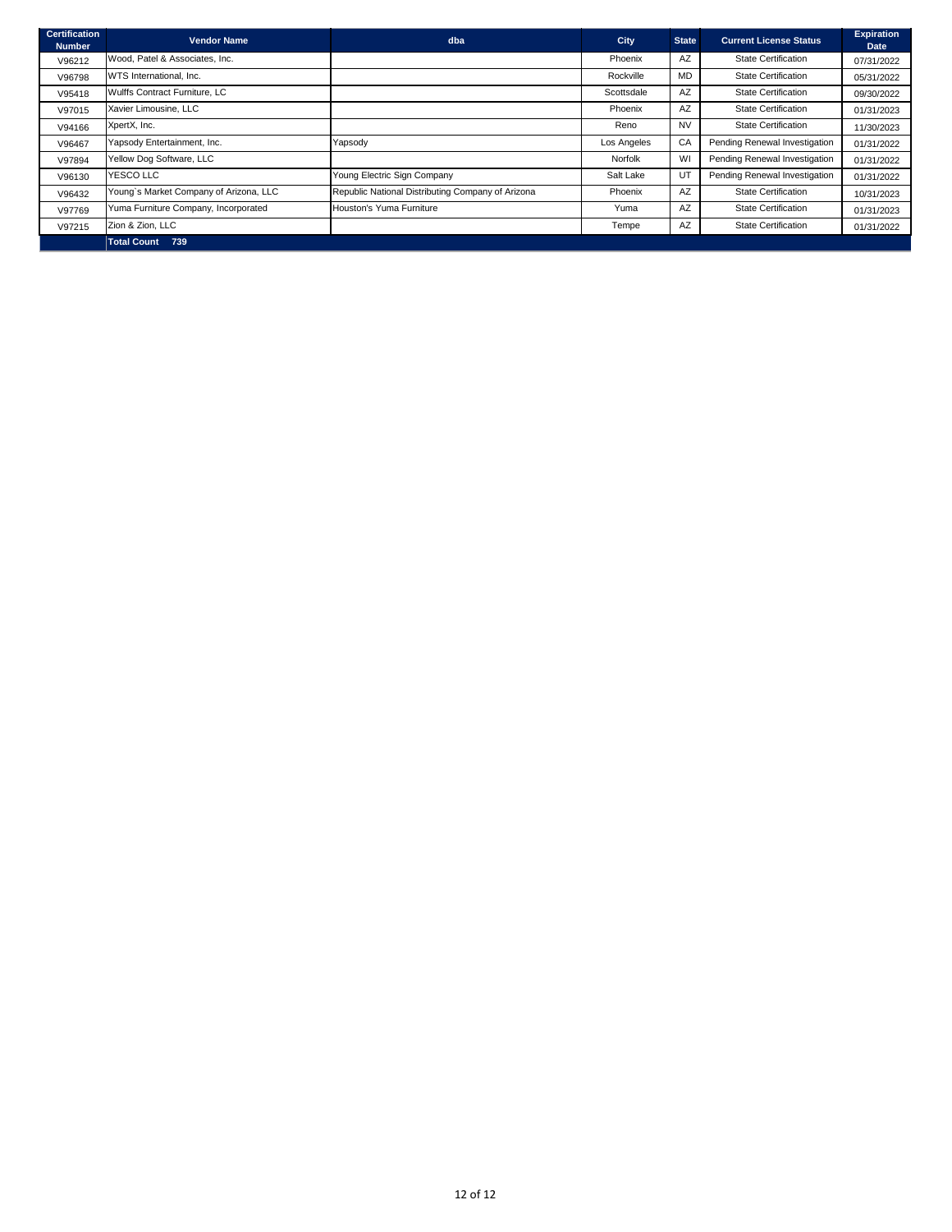| Certification Number | Vendor Name | dba | City | State | Current License Status | Expiration Date |
|---|---|---|---|---|---|---|
| V96212 | Wood, Patel & Associates, Inc. | | Phoenix | AZ | State Certification | 07/31/2022 |
| V96798 | WTS International, Inc. | | Rockville | MD | State Certification | 05/31/2022 |
| V95418 | Wulffs Contract Furniture, LC | | Scottsdale | AZ | State Certification | 09/30/2022 |
| V97015 | Xavier Limousine, LLC | | Phoenix | AZ | State Certification | 01/31/2023 |
| V94166 | XpertX, Inc. | | Reno | NV | State Certification | 11/30/2023 |
| V96467 | Yapsody Entertainment, Inc. | Yapsody | Los Angeles | CA | Pending Renewal Investigation | 01/31/2022 |
| V97894 | Yellow Dog Software, LLC | | Norfolk | WI | Pending Renewal Investigation | 01/31/2022 |
| V96130 | YESCO LLC | Young Electric Sign Company | Salt Lake | UT | Pending Renewal Investigation | 01/31/2022 |
| V96432 | Young`s Market Company of Arizona, LLC | Republic National Distributing Company of Arizona | Phoenix | AZ | State Certification | 10/31/2023 |
| V97769 | Yuma Furniture Company, Incorporated | Houston's Yuma Furniture | Yuma | AZ | State Certification | 01/31/2023 |
| V97215 | Zion & Zion, LLC | | Tempe | AZ | State Certification | 01/31/2022 |
| | **Total Count 739** | | | | | |